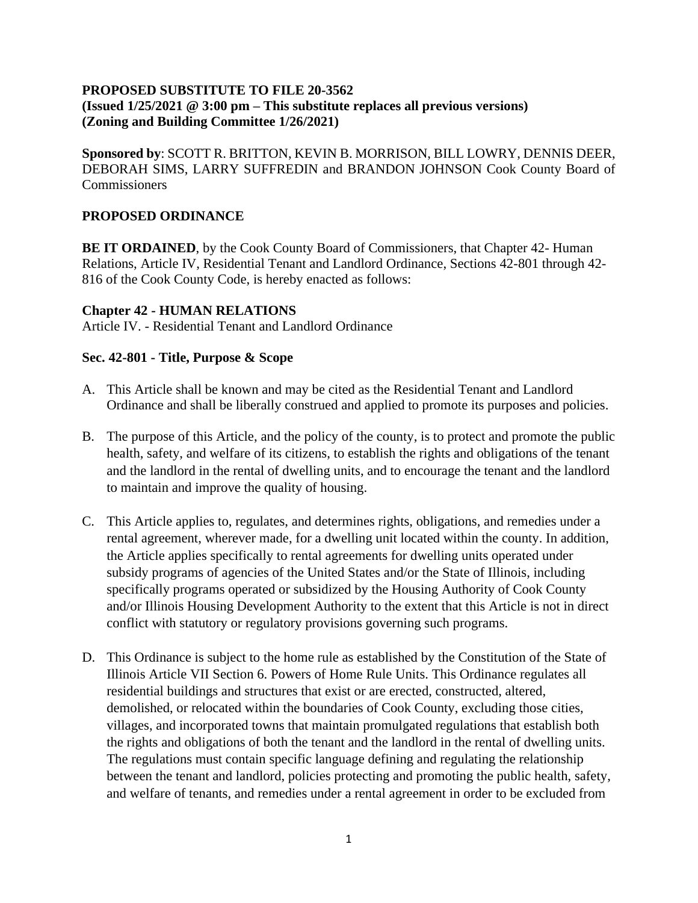**PROPOSED SUBSTITUTE TO FILE 20-3562**
**(Issued 1/25/2021 @ 3:00 pm – This substitute replaces all previous versions)**
**(Zoning and Building Committee 1/26/2021)**

**Sponsored by**: SCOTT R. BRITTON, KEVIN B. MORRISON, BILL LOWRY, DENNIS DEER, DEBORAH SIMS, LARRY SUFFREDIN and BRANDON JOHNSON Cook County Board of Commissioners

**PROPOSED ORDINANCE**

**BE IT ORDAINED**, by the Cook County Board of Commissioners, that Chapter 42- Human Relations, Article IV, Residential Tenant and Landlord Ordinance, Sections 42-801 through 42-816 of the Cook County Code, is hereby enacted as follows:

**Chapter 42 - HUMAN RELATIONS**
Article IV. - Residential Tenant and Landlord Ordinance

**Sec. 42-801 - Title, Purpose & Scope**

A. This Article shall be known and may be cited as the Residential Tenant and Landlord Ordinance and shall be liberally construed and applied to promote its purposes and policies.

B. The purpose of this Article, and the policy of the county, is to protect and promote the public health, safety, and welfare of its citizens, to establish the rights and obligations of the tenant and the landlord in the rental of dwelling units, and to encourage the tenant and the landlord to maintain and improve the quality of housing.

C. This Article applies to, regulates, and determines rights, obligations, and remedies under a rental agreement, wherever made, for a dwelling unit located within the county. In addition, the Article applies specifically to rental agreements for dwelling units operated under subsidy programs of agencies of the United States and/or the State of Illinois, including specifically programs operated or subsidized by the Housing Authority of Cook County and/or Illinois Housing Development Authority to the extent that this Article is not in direct conflict with statutory or regulatory provisions governing such programs.

D. This Ordinance is subject to the home rule as established by the Constitution of the State of Illinois Article VII Section 6. Powers of Home Rule Units. This Ordinance regulates all residential buildings and structures that exist or are erected, constructed, altered, demolished, or relocated within the boundaries of Cook County, excluding those cities, villages, and incorporated towns that maintain promulgated regulations that establish both the rights and obligations of both the tenant and the landlord in the rental of dwelling units. The regulations must contain specific language defining and regulating the relationship between the tenant and landlord, policies protecting and promoting the public health, safety, and welfare of tenants, and remedies under a rental agreement in order to be excluded from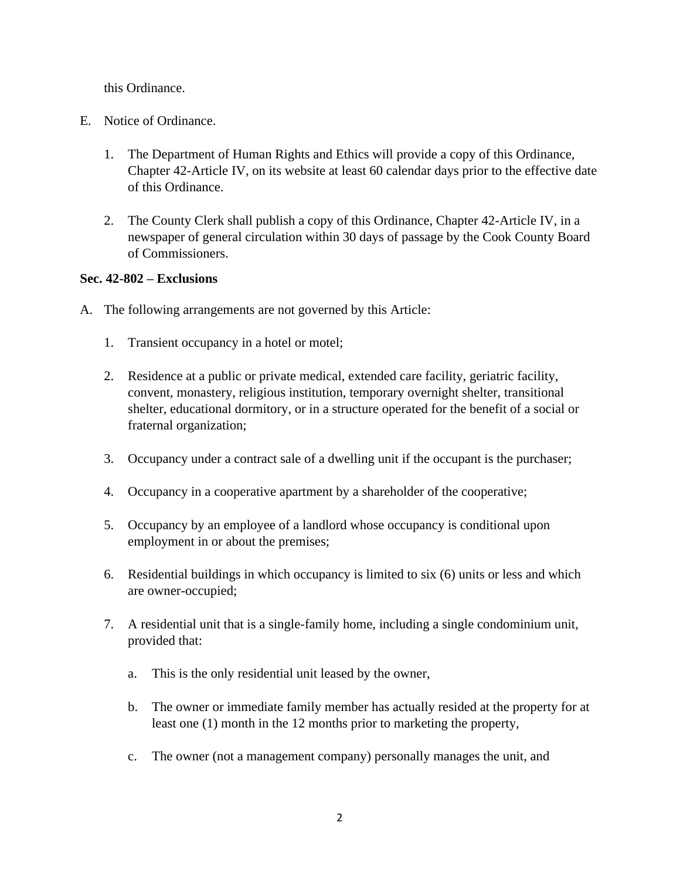this Ordinance.

E. Notice of Ordinance.

   1. The Department of Human Rights and Ethics will provide a copy of this Ordinance, Chapter 42-Article IV, on its website at least 60 calendar days prior to the effective date of this Ordinance.

   2. The County Clerk shall publish a copy of this Ordinance, Chapter 42-Article IV, in a newspaper of general circulation within 30 days of passage by the Cook County Board of Commissioners.

**Sec. 42-802 – Exclusions**

A. The following arrangements are not governed by this Article:

   1. Transient occupancy in a hotel or motel;

   2. Residence at a public or private medical, extended care facility, geriatric facility, convent, monastery, religious institution, temporary overnight shelter, transitional shelter, educational dormitory, or in a structure operated for the benefit of a social or fraternal organization;

   3. Occupancy under a contract sale of a dwelling unit if the occupant is the purchaser;

   4. Occupancy in a cooperative apartment by a shareholder of the cooperative;

   5. Occupancy by an employee of a landlord whose occupancy is conditional upon employment in or about the premises;

   6. Residential buildings in which occupancy is limited to six (6) units or less and which are owner-occupied;

   7. A residential unit that is a single-family home, including a single condominium unit, provided that:

      a. This is the only residential unit leased by the owner,

      b. The owner or immediate family member has actually resided at the property for at least one (1) month in the 12 months prior to marketing the property,

      c. The owner (not a management company) personally manages the unit, and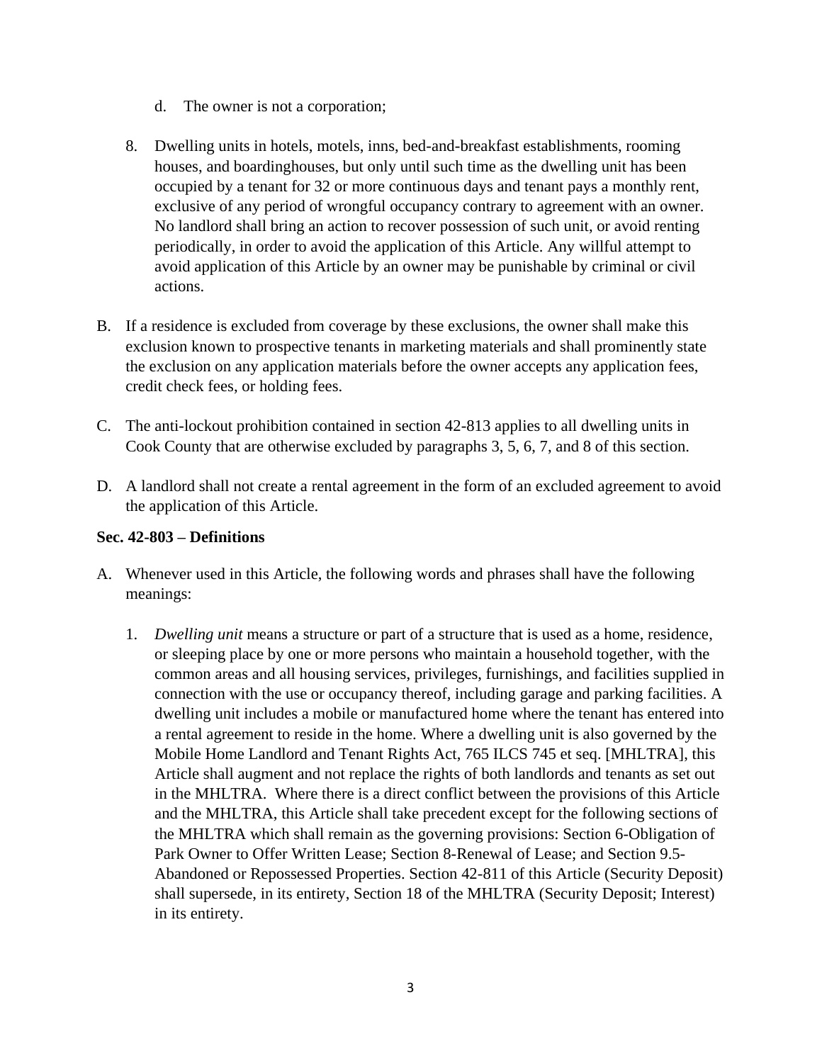d. The owner is not a corporation;

8. Dwelling units in hotels, motels, inns, bed-and-breakfast establishments, rooming houses, and boardinghouses, but only until such time as the dwelling unit has been occupied by a tenant for 32 or more continuous days and tenant pays a monthly rent, exclusive of any period of wrongful occupancy contrary to agreement with an owner. No landlord shall bring an action to recover possession of such unit, or avoid renting periodically, in order to avoid the application of this Article. Any willful attempt to avoid application of this Article by an owner may be punishable by criminal or civil actions.

B. If a residence is excluded from coverage by these exclusions, the owner shall make this exclusion known to prospective tenants in marketing materials and shall prominently state the exclusion on any application materials before the owner accepts any application fees, credit check fees, or holding fees.

C. The anti-lockout prohibition contained in section 42-813 applies to all dwelling units in Cook County that are otherwise excluded by paragraphs 3, 5, 6, 7, and 8 of this section.

D. A landlord shall not create a rental agreement in the form of an excluded agreement to avoid the application of this Article.

**Sec. 42-803 – Definitions**

A. Whenever used in this Article, the following words and phrases shall have the following meanings:

   1. *Dwelling unit* means a structure or part of a structure that is used as a home, residence, or sleeping place by one or more persons who maintain a household together, with the common areas and all housing services, privileges, furnishings, and facilities supplied in connection with the use or occupancy thereof, including garage and parking facilities. A dwelling unit includes a mobile or manufactured home where the tenant has entered into a rental agreement to reside in the home. Where a dwelling unit is also governed by the Mobile Home Landlord and Tenant Rights Act, 765 ILCS 745 et seq. [MHLTRA], this Article shall augment and not replace the rights of both landlords and tenants as set out in the MHLTRA. Where there is a direct conflict between the provisions of this Article and the MHLTRA, this Article shall take precedent except for the following sections of the MHLTRA which shall remain as the governing provisions: Section 6-Obligation of Park Owner to Offer Written Lease; Section 8-Renewal of Lease; and Section 9.5-Abandoned or Repossessed Properties. Section 42-811 of this Article (Security Deposit) shall supersede, in its entirety, Section 18 of the MHLTRA (Security Deposit; Interest) in its entirety.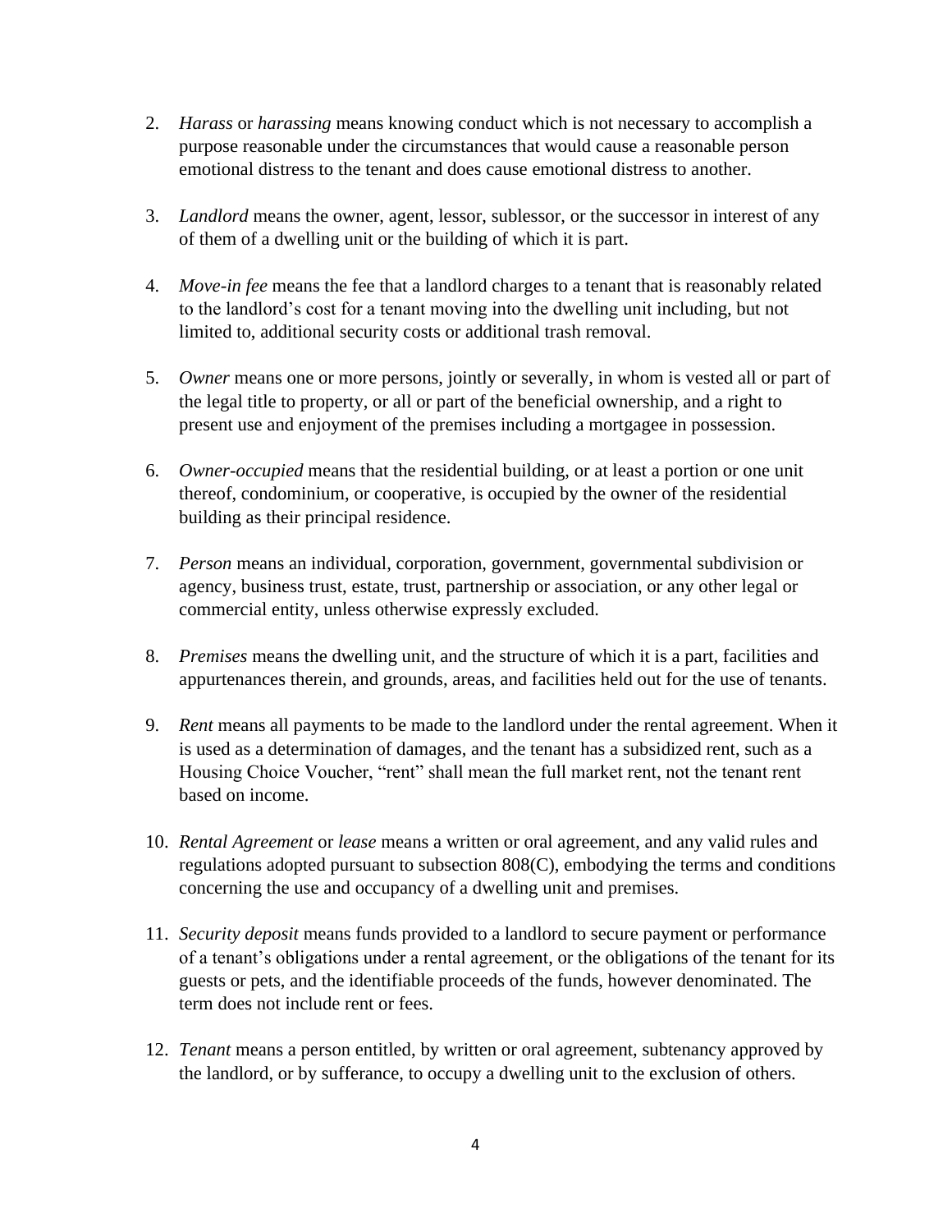2. *Harass* or *harassing* means knowing conduct which is not necessary to accomplish a purpose reasonable under the circumstances that would cause a reasonable person emotional distress to the tenant and does cause emotional distress to another.

3. *Landlord* means the owner, agent, lessor, sublessor, or the successor in interest of any of them of a dwelling unit or the building of which it is part.

4. *Move-in fee* means the fee that a landlord charges to a tenant that is reasonably related to the landlord's cost for a tenant moving into the dwelling unit including, but not limited to, additional security costs or additional trash removal.

5. *Owner* means one or more persons, jointly or severally, in whom is vested all or part of the legal title to property, or all or part of the beneficial ownership, and a right to present use and enjoyment of the premises including a mortgagee in possession.

6. *Owner-occupied* means that the residential building, or at least a portion or one unit thereof, condominium, or cooperative, is occupied by the owner of the residential building as their principal residence.

7. *Person* means an individual, corporation, government, governmental subdivision or agency, business trust, estate, trust, partnership or association, or any other legal or commercial entity, unless otherwise expressly excluded.

8. *Premises* means the dwelling unit, and the structure of which it is a part, facilities and appurtenances therein, and grounds, areas, and facilities held out for the use of tenants.

9. *Rent* means all payments to be made to the landlord under the rental agreement. When it is used as a determination of damages, and the tenant has a subsidized rent, such as a Housing Choice Voucher, "rent" shall mean the full market rent, not the tenant rent based on income.

10. *Rental Agreement* or *lease* means a written or oral agreement, and any valid rules and regulations adopted pursuant to subsection 808(C), embodying the terms and conditions concerning the use and occupancy of a dwelling unit and premises.

11. *Security deposit* means funds provided to a landlord to secure payment or performance of a tenant's obligations under a rental agreement, or the obligations of the tenant for its guests or pets, and the identifiable proceeds of the funds, however denominated. The term does not include rent or fees.

12. *Tenant* means a person entitled, by written or oral agreement, subtenancy approved by the landlord, or by sufferance, to occupy a dwelling unit to the exclusion of others.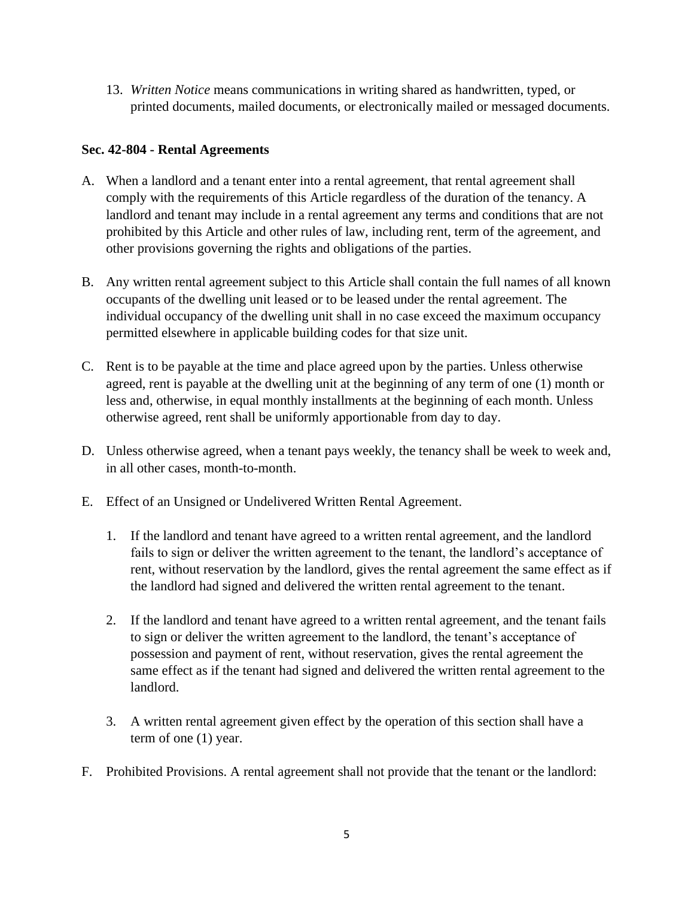13. *Written Notice* means communications in writing shared as handwritten, typed, or printed documents, mailed documents, or electronically mailed or messaged documents.

**Sec. 42-804 - Rental Agreements**

A. When a landlord and a tenant enter into a rental agreement, that rental agreement shall comply with the requirements of this Article regardless of the duration of the tenancy. A landlord and tenant may include in a rental agreement any terms and conditions that are not prohibited by this Article and other rules of law, including rent, term of the agreement, and other provisions governing the rights and obligations of the parties.

B. Any written rental agreement subject to this Article shall contain the full names of all known occupants of the dwelling unit leased or to be leased under the rental agreement. The individual occupancy of the dwelling unit shall in no case exceed the maximum occupancy permitted elsewhere in applicable building codes for that size unit.

C. Rent is to be payable at the time and place agreed upon by the parties. Unless otherwise agreed, rent is payable at the dwelling unit at the beginning of any term of one (1) month or less and, otherwise, in equal monthly installments at the beginning of each month. Unless otherwise agreed, rent shall be uniformly apportionable from day to day.

D. Unless otherwise agreed, when a tenant pays weekly, the tenancy shall be week to week and, in all other cases, month-to-month.

E. Effect of an Unsigned or Undelivered Written Rental Agreement.

   1. If the landlord and tenant have agreed to a written rental agreement, and the landlord fails to sign or deliver the written agreement to the tenant, the landlord's acceptance of rent, without reservation by the landlord, gives the rental agreement the same effect as if the landlord had signed and delivered the written rental agreement to the tenant.

   2. If the landlord and tenant have agreed to a written rental agreement, and the tenant fails to sign or deliver the written agreement to the landlord, the tenant's acceptance of possession and payment of rent, without reservation, gives the rental agreement the same effect as if the tenant had signed and delivered the written rental agreement to the landlord.

   3. A written rental agreement given effect by the operation of this section shall have a term of one (1) year.

F. Prohibited Provisions. A rental agreement shall not provide that the tenant or the landlord: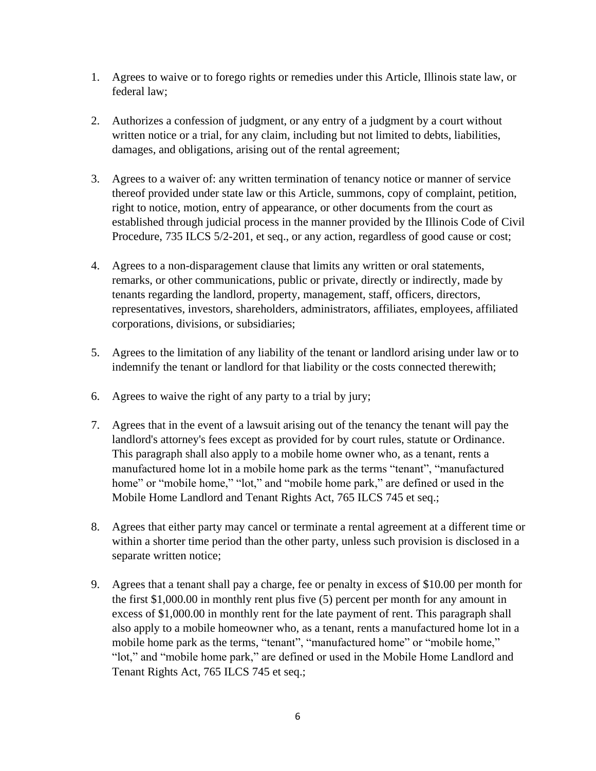1. Agrees to waive or to forego rights or remedies under this Article, Illinois state law, or federal law;

2. Authorizes a confession of judgment, or any entry of a judgment by a court without written notice or a trial, for any claim, including but not limited to debts, liabilities, damages, and obligations, arising out of the rental agreement;

3. Agrees to a waiver of: any written termination of tenancy notice or manner of service thereof provided under state law or this Article, summons, copy of complaint, petition, right to notice, motion, entry of appearance, or other documents from the court as established through judicial process in the manner provided by the Illinois Code of Civil Procedure, 735 ILCS 5/2-201, et seq., or any action, regardless of good cause or cost;

4. Agrees to a non-disparagement clause that limits any written or oral statements, remarks, or other communications, public or private, directly or indirectly, made by tenants regarding the landlord, property, management, staff, officers, directors, representatives, investors, shareholders, administrators, affiliates, employees, affiliated corporations, divisions, or subsidiaries;

5. Agrees to the limitation of any liability of the tenant or landlord arising under law or to indemnify the tenant or landlord for that liability or the costs connected therewith;

6. Agrees to waive the right of any party to a trial by jury;

7. Agrees that in the event of a lawsuit arising out of the tenancy the tenant will pay the landlord's attorney's fees except as provided for by court rules, statute or Ordinance. This paragraph shall also apply to a mobile home owner who, as a tenant, rents a manufactured home lot in a mobile home park as the terms "tenant", "manufactured home" or "mobile home," "lot," and "mobile home park," are defined or used in the Mobile Home Landlord and Tenant Rights Act, 765 ILCS 745 et seq.;

8. Agrees that either party may cancel or terminate a rental agreement at a different time or within a shorter time period than the other party, unless such provision is disclosed in a separate written notice;

9. Agrees that a tenant shall pay a charge, fee or penalty in excess of $10.00 per month for the first $1,000.00 in monthly rent plus five (5) percent per month for any amount in excess of $1,000.00 in monthly rent for the late payment of rent. This paragraph shall also apply to a mobile homeowner who, as a tenant, rents a manufactured home lot in a mobile home park as the terms, "tenant", "manufactured home" or "mobile home," "lot," and "mobile home park," are defined or used in the Mobile Home Landlord and Tenant Rights Act, 765 ILCS 745 et seq.;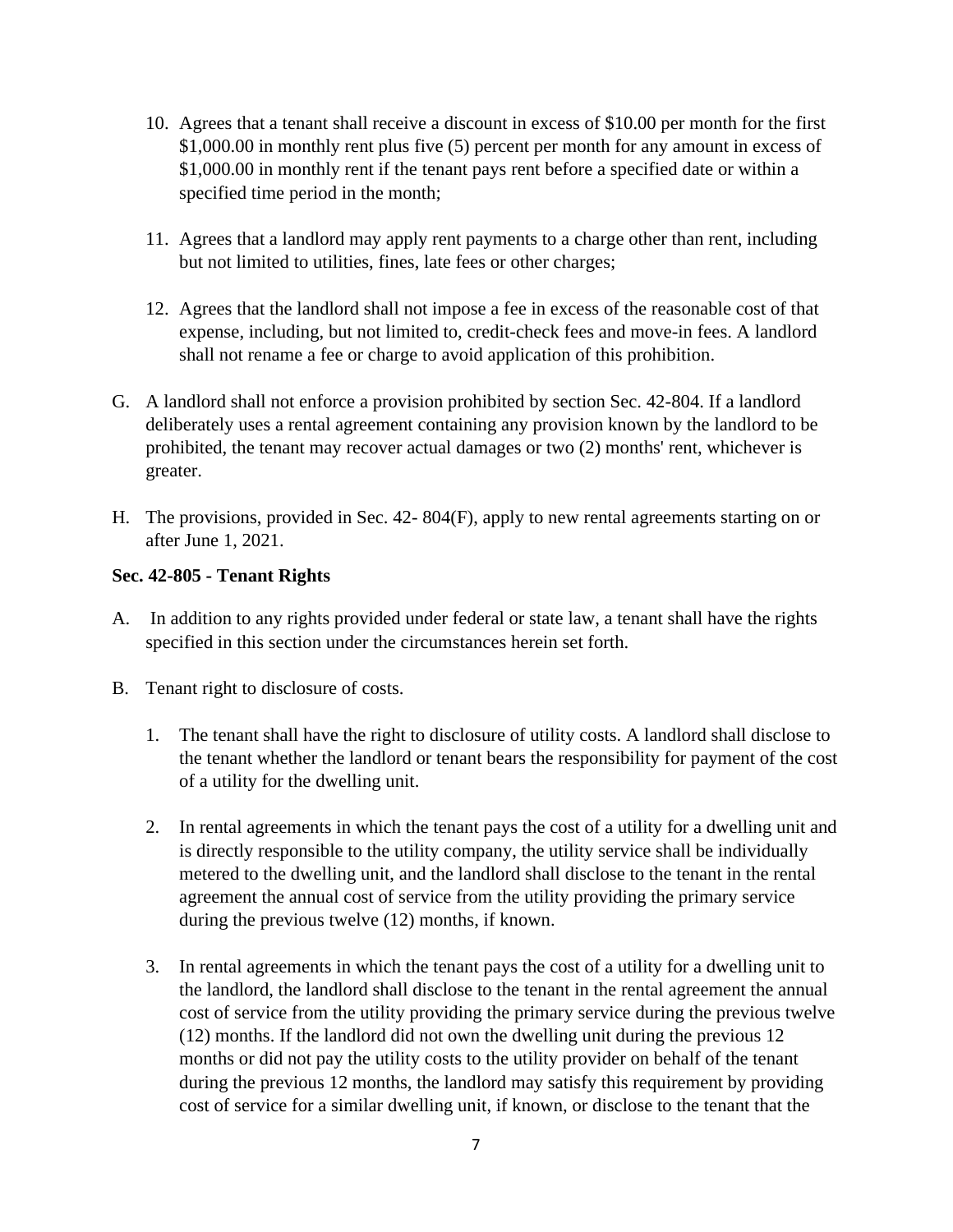10. Agrees that a tenant shall receive a discount in excess of $10.00 per month for the first $1,000.00 in monthly rent plus five (5) percent per month for any amount in excess of $1,000.00 in monthly rent if the tenant pays rent before a specified date or within a specified time period in the month;

11. Agrees that a landlord may apply rent payments to a charge other than rent, including but not limited to utilities, fines, late fees or other charges;

12. Agrees that the landlord shall not impose a fee in excess of the reasonable cost of that expense, including, but not limited to, credit-check fees and move-in fees. A landlord shall not rename a fee or charge to avoid application of this prohibition.

G. A landlord shall not enforce a provision prohibited by section Sec. 42-804. If a landlord deliberately uses a rental agreement containing any provision known by the landlord to be prohibited, the tenant may recover actual damages or two (2) months' rent, whichever is greater.

H. The provisions, provided in Sec. 42- 804(F), apply to new rental agreements starting on or after June 1, 2021.

**Sec. 42-805 - Tenant Rights**

A. In addition to any rights provided under federal or state law, a tenant shall have the rights specified in this section under the circumstances herein set forth.

B. Tenant right to disclosure of costs.

1. The tenant shall have the right to disclosure of utility costs. A landlord shall disclose to the tenant whether the landlord or tenant bears the responsibility for payment of the cost of a utility for the dwelling unit.

2. In rental agreements in which the tenant pays the cost of a utility for a dwelling unit and is directly responsible to the utility company, the utility service shall be individually metered to the dwelling unit, and the landlord shall disclose to the tenant in the rental agreement the annual cost of service from the utility providing the primary service during the previous twelve (12) months, if known.

3. In rental agreements in which the tenant pays the cost of a utility for a dwelling unit to the landlord, the landlord shall disclose to the tenant in the rental agreement the annual cost of service from the utility providing the primary service during the previous twelve (12) months. If the landlord did not own the dwelling unit during the previous 12 months or did not pay the utility costs to the utility provider on behalf of the tenant during the previous 12 months, the landlord may satisfy this requirement by providing cost of service for a similar dwelling unit, if known, or disclose to the tenant that the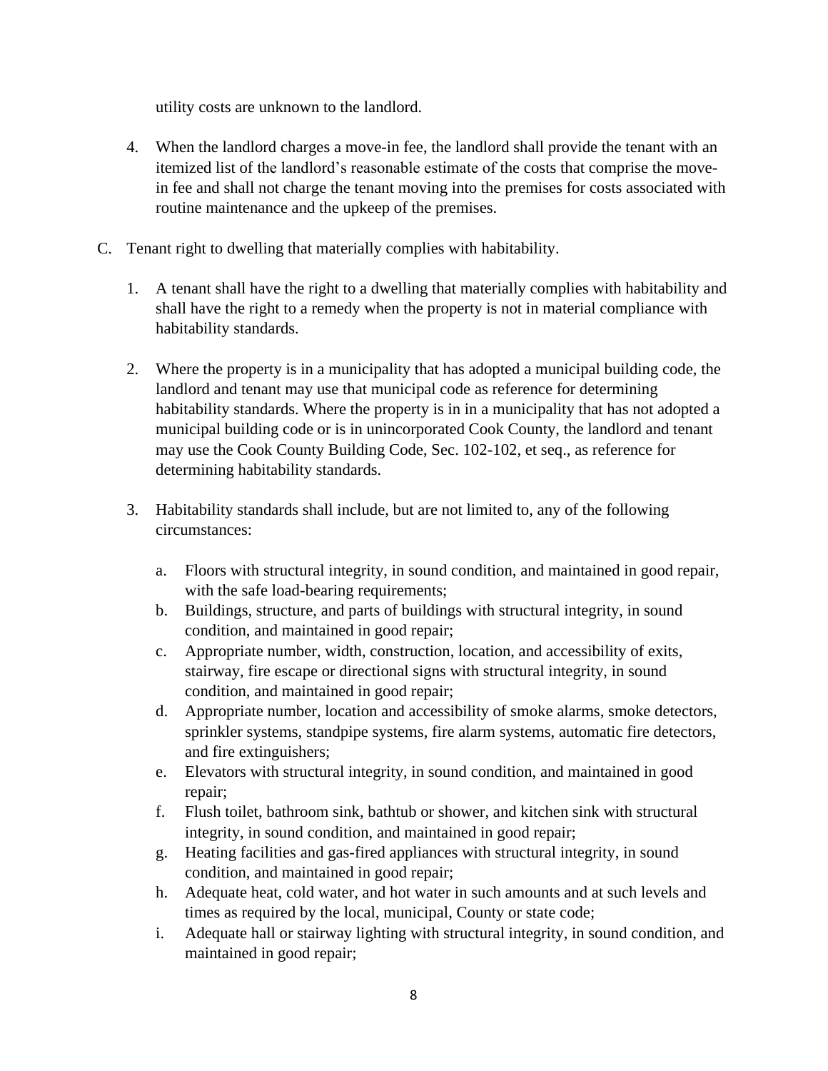utility costs are unknown to the landlord.

4. When the landlord charges a move-in fee, the landlord shall provide the tenant with an itemized list of the landlord's reasonable estimate of the costs that comprise the move-in fee and shall not charge the tenant moving into the premises for costs associated with routine maintenance and the upkeep of the premises.

C. Tenant right to dwelling that materially complies with habitability.

   1. A tenant shall have the right to a dwelling that materially complies with habitability and shall have the right to a remedy when the property is not in material compliance with habitability standards.

   2. Where the property is in a municipality that has adopted a municipal building code, the landlord and tenant may use that municipal code as reference for determining habitability standards. Where the property is in in a municipality that has not adopted a municipal building code or is in unincorporated Cook County, the landlord and tenant may use the Cook County Building Code, Sec. 102-102, et seq., as reference for determining habitability standards.

   3. Habitability standards shall include, but are not limited to, any of the following circumstances:

      a. Floors with structural integrity, in sound condition, and maintained in good repair, with the safe load-bearing requirements;
      b. Buildings, structure, and parts of buildings with structural integrity, in sound condition, and maintained in good repair;
      c. Appropriate number, width, construction, location, and accessibility of exits, stairway, fire escape or directional signs with structural integrity, in sound condition, and maintained in good repair;
      d. Appropriate number, location and accessibility of smoke alarms, smoke detectors, sprinkler systems, standpipe systems, fire alarm systems, automatic fire detectors, and fire extinguishers;
      e. Elevators with structural integrity, in sound condition, and maintained in good repair;
      f. Flush toilet, bathroom sink, bathtub or shower, and kitchen sink with structural integrity, in sound condition, and maintained in good repair;
      g. Heating facilities and gas-fired appliances with structural integrity, in sound condition, and maintained in good repair;
      h. Adequate heat, cold water, and hot water in such amounts and at such levels and times as required by the local, municipal, County or state code;
      i. Adequate hall or stairway lighting with structural integrity, in sound condition, and maintained in good repair;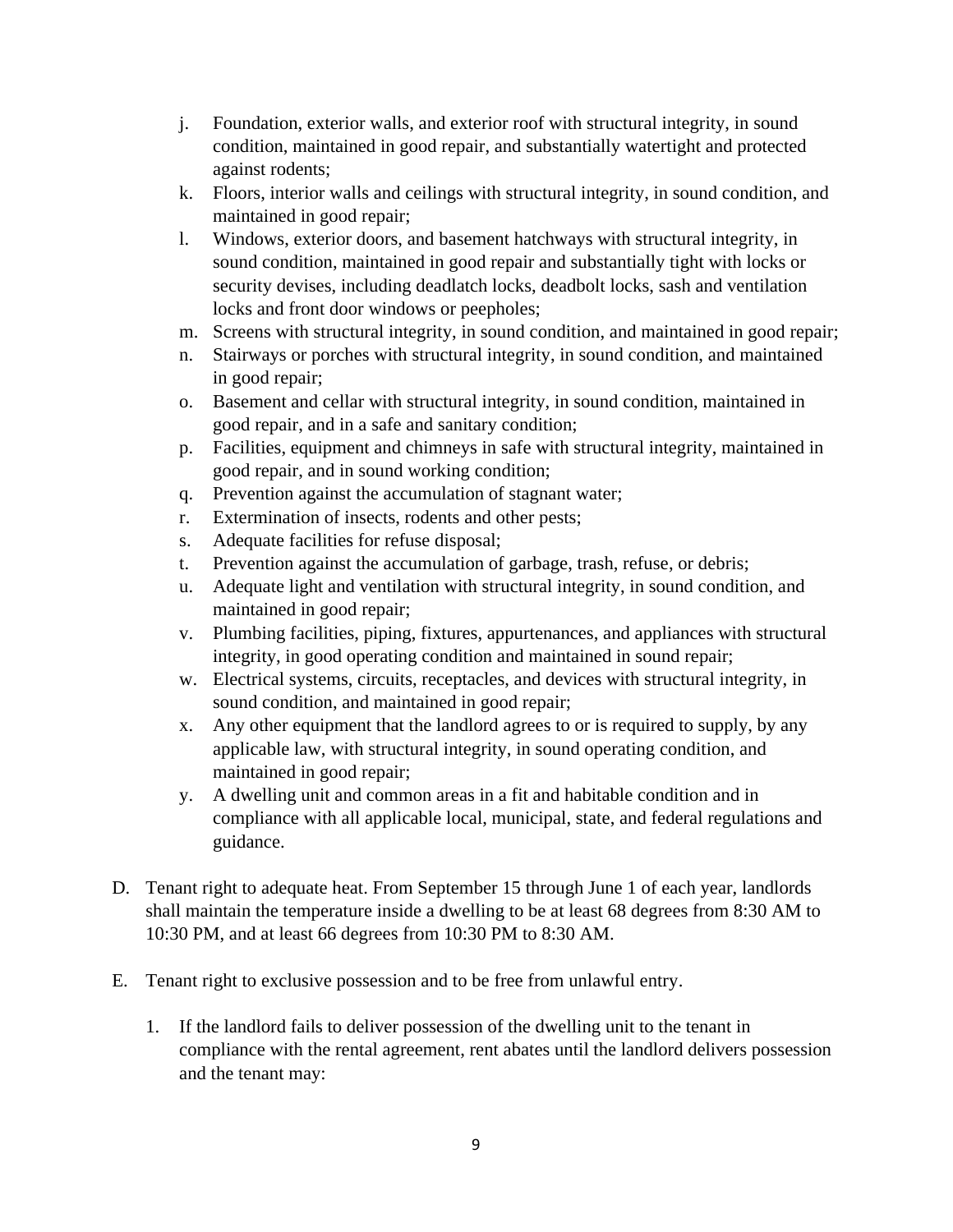j. Foundation, exterior walls, and exterior roof with structural integrity, in sound condition, maintained in good repair, and substantially watertight and protected against rodents;
k. Floors, interior walls and ceilings with structural integrity, in sound condition, and maintained in good repair;
l. Windows, exterior doors, and basement hatchways with structural integrity, in sound condition, maintained in good repair and substantially tight with locks or security devises, including deadlatch locks, deadbolt locks, sash and ventilation locks and front door windows or peepholes;
m. Screens with structural integrity, in sound condition, and maintained in good repair;
n. Stairways or porches with structural integrity, in sound condition, and maintained in good repair;
o. Basement and cellar with structural integrity, in sound condition, maintained in good repair, and in a safe and sanitary condition;
p. Facilities, equipment and chimneys in safe with structural integrity, maintained in good repair, and in sound working condition;
q. Prevention against the accumulation of stagnant water;
r. Extermination of insects, rodents and other pests;
s. Adequate facilities for refuse disposal;
t. Prevention against the accumulation of garbage, trash, refuse, or debris;
u. Adequate light and ventilation with structural integrity, in sound condition, and maintained in good repair;
v. Plumbing facilities, piping, fixtures, appurtenances, and appliances with structural integrity, in good operating condition and maintained in sound repair;
w. Electrical systems, circuits, receptacles, and devices with structural integrity, in sound condition, and maintained in good repair;
x. Any other equipment that the landlord agrees to or is required to supply, by any applicable law, with structural integrity, in sound operating condition, and maintained in good repair;
y. A dwelling unit and common areas in a fit and habitable condition and in compliance with all applicable local, municipal, state, and federal regulations and guidance.

D. Tenant right to adequate heat. From September 15 through June 1 of each year, landlords shall maintain the temperature inside a dwelling to be at least 68 degrees from 8:30 AM to 10:30 PM, and at least 66 degrees from 10:30 PM to 8:30 AM.

E. Tenant right to exclusive possession and to be free from unlawful entry.

1. If the landlord fails to deliver possession of the dwelling unit to the tenant in compliance with the rental agreement, rent abates until the landlord delivers possession and the tenant may: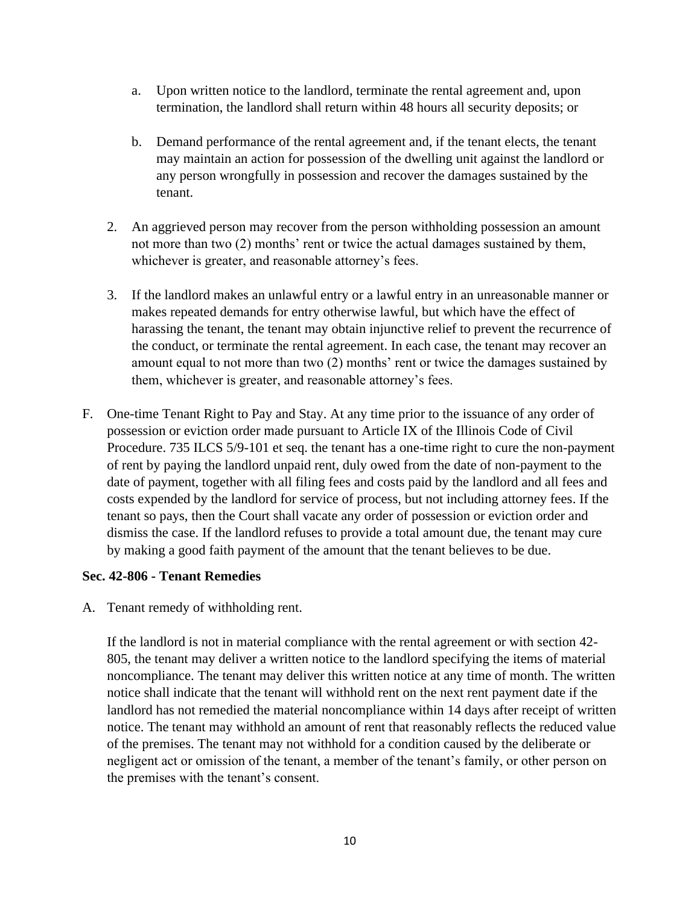a. Upon written notice to the landlord, terminate the rental agreement and, upon termination, the landlord shall return within 48 hours all security deposits; or

b. Demand performance of the rental agreement and, if the tenant elects, the tenant may maintain an action for possession of the dwelling unit against the landlord or any person wrongfully in possession and recover the damages sustained by the tenant.

2. An aggrieved person may recover from the person withholding possession an amount not more than two (2) months' rent or twice the actual damages sustained by them, whichever is greater, and reasonable attorney's fees.

3. If the landlord makes an unlawful entry or a lawful entry in an unreasonable manner or makes repeated demands for entry otherwise lawful, but which have the effect of harassing the tenant, the tenant may obtain injunctive relief to prevent the recurrence of the conduct, or terminate the rental agreement. In each case, the tenant may recover an amount equal to not more than two (2) months' rent or twice the damages sustained by them, whichever is greater, and reasonable attorney's fees.

F. One-time Tenant Right to Pay and Stay. At any time prior to the issuance of any order of possession or eviction order made pursuant to Article IX of the Illinois Code of Civil Procedure. 735 ILCS 5/9-101 et seq. the tenant has a one-time right to cure the non-payment of rent by paying the landlord unpaid rent, duly owed from the date of non-payment to the date of payment, together with all filing fees and costs paid by the landlord and all fees and costs expended by the landlord for service of process, but not including attorney fees. If the tenant so pays, then the Court shall vacate any order of possession or eviction order and dismiss the case. If the landlord refuses to provide a total amount due, the tenant may cure by making a good faith payment of the amount that the tenant believes to be due.

**Sec. 42-806 - Tenant Remedies**

A. Tenant remedy of withholding rent.

If the landlord is not in material compliance with the rental agreement or with section 42-805, the tenant may deliver a written notice to the landlord specifying the items of material noncompliance. The tenant may deliver this written notice at any time of month. The written notice shall indicate that the tenant will withhold rent on the next rent payment date if the landlord has not remedied the material noncompliance within 14 days after receipt of written notice. The tenant may withhold an amount of rent that reasonably reflects the reduced value of the premises. The tenant may not withhold for a condition caused by the deliberate or negligent act or omission of the tenant, a member of the tenant's family, or other person on the premises with the tenant's consent.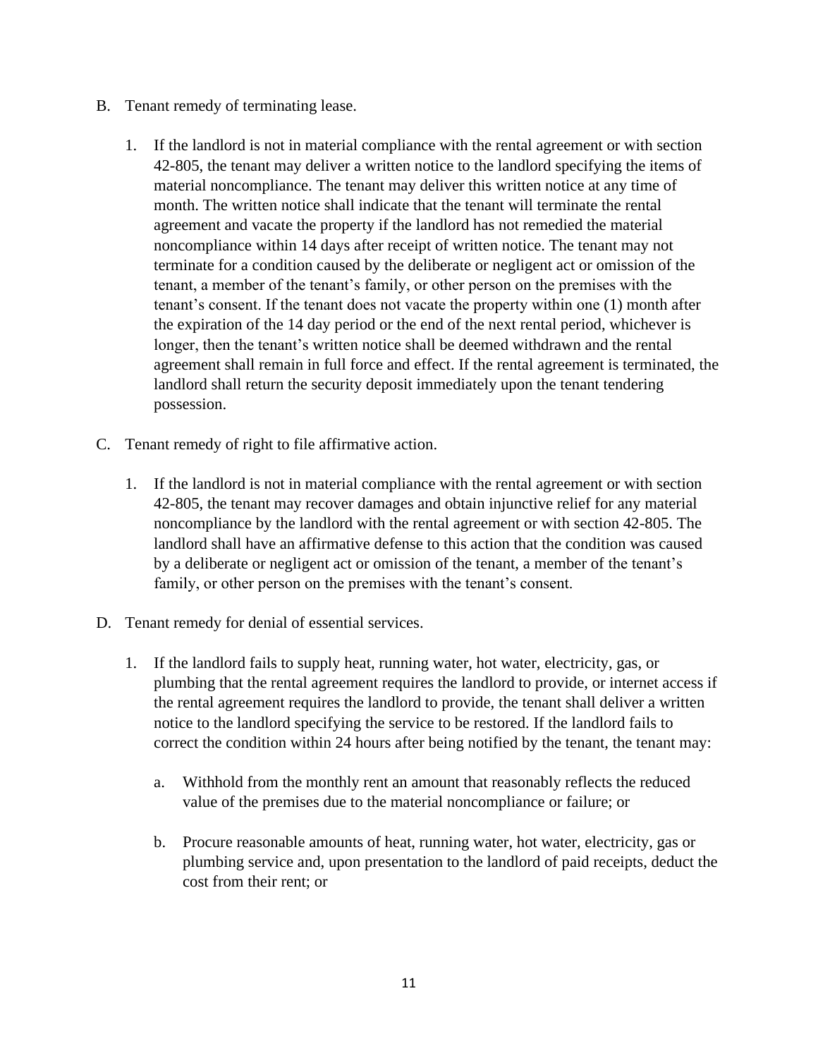B. Tenant remedy of terminating lease.

   1. If the landlord is not in material compliance with the rental agreement or with section 42-805, the tenant may deliver a written notice to the landlord specifying the items of material noncompliance. The tenant may deliver this written notice at any time of month. The written notice shall indicate that the tenant will terminate the rental agreement and vacate the property if the landlord has not remedied the material noncompliance within 14 days after receipt of written notice. The tenant may not terminate for a condition caused by the deliberate or negligent act or omission of the tenant, a member of the tenant's family, or other person on the premises with the tenant's consent. If the tenant does not vacate the property within one (1) month after the expiration of the 14 day period or the end of the next rental period, whichever is longer, then the tenant's written notice shall be deemed withdrawn and the rental agreement shall remain in full force and effect. If the rental agreement is terminated, the landlord shall return the security deposit immediately upon the tenant tendering possession.

C. Tenant remedy of right to file affirmative action.

   1. If the landlord is not in material compliance with the rental agreement or with section 42-805, the tenant may recover damages and obtain injunctive relief for any material noncompliance by the landlord with the rental agreement or with section 42-805. The landlord shall have an affirmative defense to this action that the condition was caused by a deliberate or negligent act or omission of the tenant, a member of the tenant's family, or other person on the premises with the tenant's consent.

D. Tenant remedy for denial of essential services.

   1. If the landlord fails to supply heat, running water, hot water, electricity, gas, or plumbing that the rental agreement requires the landlord to provide, or internet access if the rental agreement requires the landlord to provide, the tenant shall deliver a written notice to the landlord specifying the service to be restored. If the landlord fails to correct the condition within 24 hours after being notified by the tenant, the tenant may:

      a. Withhold from the monthly rent an amount that reasonably reflects the reduced value of the premises due to the material noncompliance or failure; or

      b. Procure reasonable amounts of heat, running water, hot water, electricity, gas or plumbing service and, upon presentation to the landlord of paid receipts, deduct the cost from their rent; or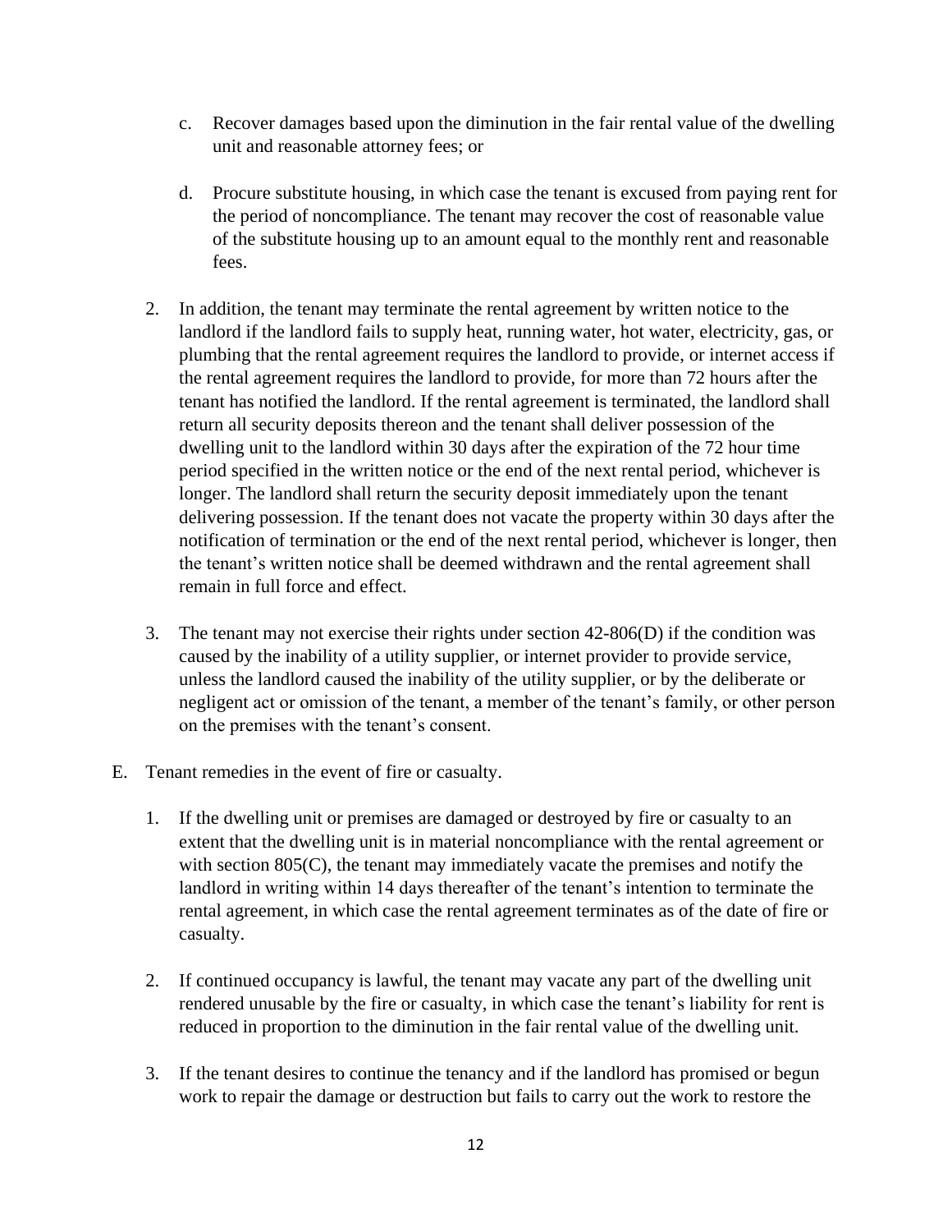c. Recover damages based upon the diminution in the fair rental value of the dwelling unit and reasonable attorney fees; or

d. Procure substitute housing, in which case the tenant is excused from paying rent for the period of noncompliance. The tenant may recover the cost of reasonable value of the substitute housing up to an amount equal to the monthly rent and reasonable fees.

2. In addition, the tenant may terminate the rental agreement by written notice to the landlord if the landlord fails to supply heat, running water, hot water, electricity, gas, or plumbing that the rental agreement requires the landlord to provide, or internet access if the rental agreement requires the landlord to provide, for more than 72 hours after the tenant has notified the landlord. If the rental agreement is terminated, the landlord shall return all security deposits thereon and the tenant shall deliver possession of the dwelling unit to the landlord within 30 days after the expiration of the 72 hour time period specified in the written notice or the end of the next rental period, whichever is longer. The landlord shall return the security deposit immediately upon the tenant delivering possession. If the tenant does not vacate the property within 30 days after the notification of termination or the end of the next rental period, whichever is longer, then the tenant's written notice shall be deemed withdrawn and the rental agreement shall remain in full force and effect.

3. The tenant may not exercise their rights under section 42-806(D) if the condition was caused by the inability of a utility supplier, or internet provider to provide service, unless the landlord caused the inability of the utility supplier, or by the deliberate or negligent act or omission of the tenant, a member of the tenant's family, or other person on the premises with the tenant's consent.

E. Tenant remedies in the event of fire or casualty.

1. If the dwelling unit or premises are damaged or destroyed by fire or casualty to an extent that the dwelling unit is in material noncompliance with the rental agreement or with section 805(C), the tenant may immediately vacate the premises and notify the landlord in writing within 14 days thereafter of the tenant's intention to terminate the rental agreement, in which case the rental agreement terminates as of the date of fire or casualty.

2. If continued occupancy is lawful, the tenant may vacate any part of the dwelling unit rendered unusable by the fire or casualty, in which case the tenant's liability for rent is reduced in proportion to the diminution in the fair rental value of the dwelling unit.

3. If the tenant desires to continue the tenancy and if the landlord has promised or begun work to repair the damage or destruction but fails to carry out the work to restore the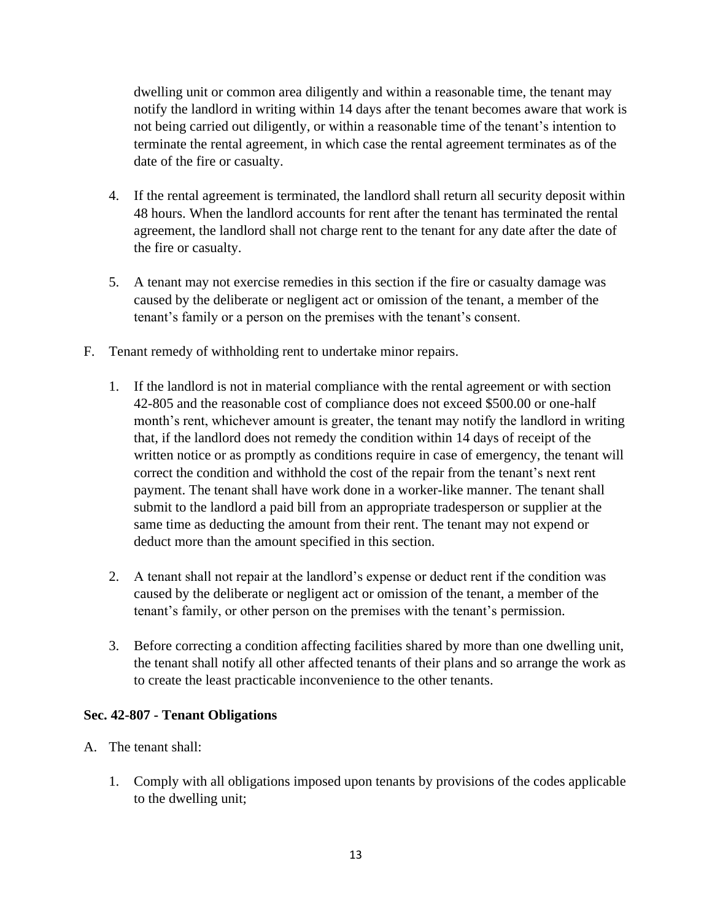dwelling unit or common area diligently and within a reasonable time, the tenant may notify the landlord in writing within 14 days after the tenant becomes aware that work is not being carried out diligently, or within a reasonable time of the tenant's intention to terminate the rental agreement, in which case the rental agreement terminates as of the date of the fire or casualty.

4. If the rental agreement is terminated, the landlord shall return all security deposit within 48 hours. When the landlord accounts for rent after the tenant has terminated the rental agreement, the landlord shall not charge rent to the tenant for any date after the date of the fire or casualty.

5. A tenant may not exercise remedies in this section if the fire or casualty damage was caused by the deliberate or negligent act or omission of the tenant, a member of the tenant's family or a person on the premises with the tenant's consent.

F. Tenant remedy of withholding rent to undertake minor repairs.

1. If the landlord is not in material compliance with the rental agreement or with section 42-805 and the reasonable cost of compliance does not exceed $500.00 or one-half month's rent, whichever amount is greater, the tenant may notify the landlord in writing that, if the landlord does not remedy the condition within 14 days of receipt of the written notice or as promptly as conditions require in case of emergency, the tenant will correct the condition and withhold the cost of the repair from the tenant's next rent payment. The tenant shall have work done in a worker-like manner. The tenant shall submit to the landlord a paid bill from an appropriate tradesperson or supplier at the same time as deducting the amount from their rent. The tenant may not expend or deduct more than the amount specified in this section.

2. A tenant shall not repair at the landlord's expense or deduct rent if the condition was caused by the deliberate or negligent act or omission of the tenant, a member of the tenant's family, or other person on the premises with the tenant's permission.

3. Before correcting a condition affecting facilities shared by more than one dwelling unit, the tenant shall notify all other affected tenants of their plans and so arrange the work as to create the least practicable inconvenience to the other tenants.

**Sec. 42-807 - Tenant Obligations**

A. The tenant shall:

1. Comply with all obligations imposed upon tenants by provisions of the codes applicable to the dwelling unit;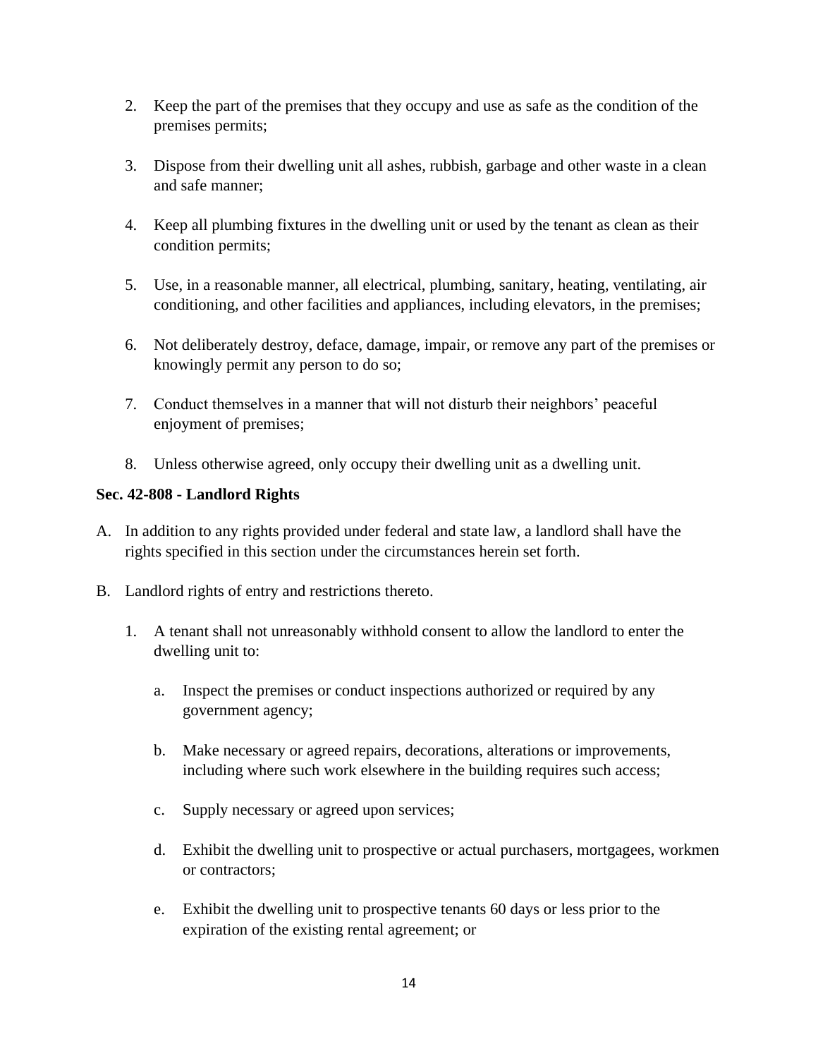2. Keep the part of the premises that they occupy and use as safe as the condition of the premises permits;

3. Dispose from their dwelling unit all ashes, rubbish, garbage and other waste in a clean and safe manner;

4. Keep all plumbing fixtures in the dwelling unit or used by the tenant as clean as their condition permits;

5. Use, in a reasonable manner, all electrical, plumbing, sanitary, heating, ventilating, air conditioning, and other facilities and appliances, including elevators, in the premises;

6. Not deliberately destroy, deface, damage, impair, or remove any part of the premises or knowingly permit any person to do so;

7. Conduct themselves in a manner that will not disturb their neighbors' peaceful enjoyment of premises;

8. Unless otherwise agreed, only occupy their dwelling unit as a dwelling unit.

**Sec. 42-808 - Landlord Rights**

A. In addition to any rights provided under federal and state law, a landlord shall have the rights specified in this section under the circumstances herein set forth.

B. Landlord rights of entry and restrictions thereto.

   1. A tenant shall not unreasonably withhold consent to allow the landlord to enter the dwelling unit to:

      a. Inspect the premises or conduct inspections authorized or required by any government agency;

      b. Make necessary or agreed repairs, decorations, alterations or improvements, including where such work elsewhere in the building requires such access;

      c. Supply necessary or agreed upon services;

      d. Exhibit the dwelling unit to prospective or actual purchasers, mortgagees, workmen or contractors;

      e. Exhibit the dwelling unit to prospective tenants 60 days or less prior to the expiration of the existing rental agreement; or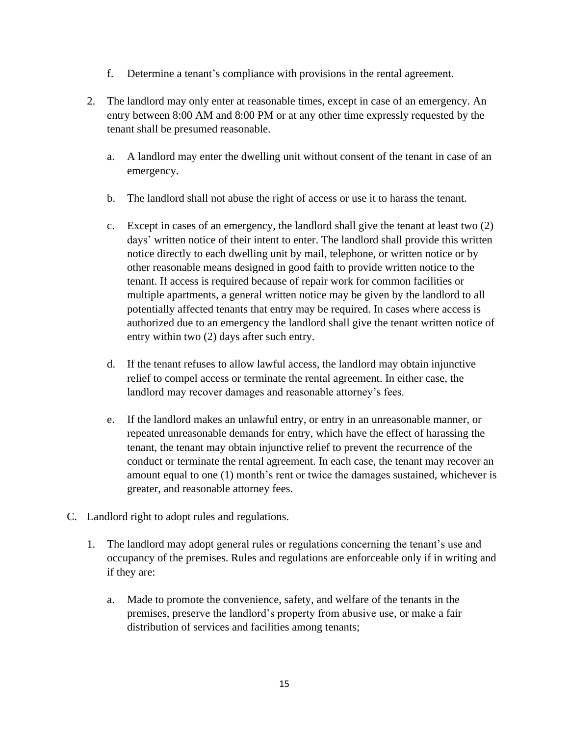f. Determine a tenant's compliance with provisions in the rental agreement.

2. The landlord may only enter at reasonable times, except in case of an emergency. An entry between 8:00 AM and 8:00 PM or at any other time expressly requested by the tenant shall be presumed reasonable.

   a. A landlord may enter the dwelling unit without consent of the tenant in case of an emergency.

   b. The landlord shall not abuse the right of access or use it to harass the tenant.

   c. Except in cases of an emergency, the landlord shall give the tenant at least two (2) days' written notice of their intent to enter. The landlord shall provide this written notice directly to each dwelling unit by mail, telephone, or written notice or by other reasonable means designed in good faith to provide written notice to the tenant. If access is required because of repair work for common facilities or multiple apartments, a general written notice may be given by the landlord to all potentially affected tenants that entry may be required. In cases where access is authorized due to an emergency the landlord shall give the tenant written notice of entry within two (2) days after such entry.

   d. If the tenant refuses to allow lawful access, the landlord may obtain injunctive relief to compel access or terminate the rental agreement. In either case, the landlord may recover damages and reasonable attorney's fees.

   e. If the landlord makes an unlawful entry, or entry in an unreasonable manner, or repeated unreasonable demands for entry, which have the effect of harassing the tenant, the tenant may obtain injunctive relief to prevent the recurrence of the conduct or terminate the rental agreement. In each case, the tenant may recover an amount equal to one (1) month's rent or twice the damages sustained, whichever is greater, and reasonable attorney fees.

C. Landlord right to adopt rules and regulations.

1. The landlord may adopt general rules or regulations concerning the tenant's use and occupancy of the premises. Rules and regulations are enforceable only if in writing and if they are:

   a. Made to promote the convenience, safety, and welfare of the tenants in the premises, preserve the landlord's property from abusive use, or make a fair distribution of services and facilities among tenants;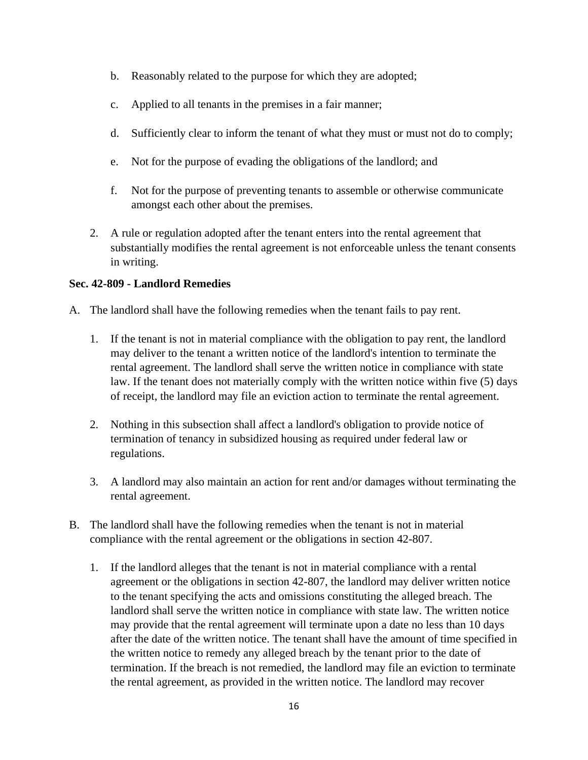b. Reasonably related to the purpose for which they are adopted;

c. Applied to all tenants in the premises in a fair manner;

d. Sufficiently clear to inform the tenant of what they must or must not do to comply;

e. Not for the purpose of evading the obligations of the landlord; and

f. Not for the purpose of preventing tenants to assemble or otherwise communicate amongst each other about the premises.

2. A rule or regulation adopted after the tenant enters into the rental agreement that substantially modifies the rental agreement is not enforceable unless the tenant consents in writing.

**Sec. 42-809 - Landlord Remedies**

A. The landlord shall have the following remedies when the tenant fails to pay rent.

1. If the tenant is not in material compliance with the obligation to pay rent, the landlord may deliver to the tenant a written notice of the landlord's intention to terminate the rental agreement. The landlord shall serve the written notice in compliance with state law. If the tenant does not materially comply with the written notice within five (5) days of receipt, the landlord may file an eviction action to terminate the rental agreement.

2. Nothing in this subsection shall affect a landlord's obligation to provide notice of termination of tenancy in subsidized housing as required under federal law or regulations.

3. A landlord may also maintain an action for rent and/or damages without terminating the rental agreement.

B. The landlord shall have the following remedies when the tenant is not in material compliance with the rental agreement or the obligations in section 42-807.

1. If the landlord alleges that the tenant is not in material compliance with a rental agreement or the obligations in section 42-807, the landlord may deliver written notice to the tenant specifying the acts and omissions constituting the alleged breach. The landlord shall serve the written notice in compliance with state law. The written notice may provide that the rental agreement will terminate upon a date no less than 10 days after the date of the written notice. The tenant shall have the amount of time specified in the written notice to remedy any alleged breach by the tenant prior to the date of termination. If the breach is not remedied, the landlord may file an eviction to terminate the rental agreement, as provided in the written notice. The landlord may recover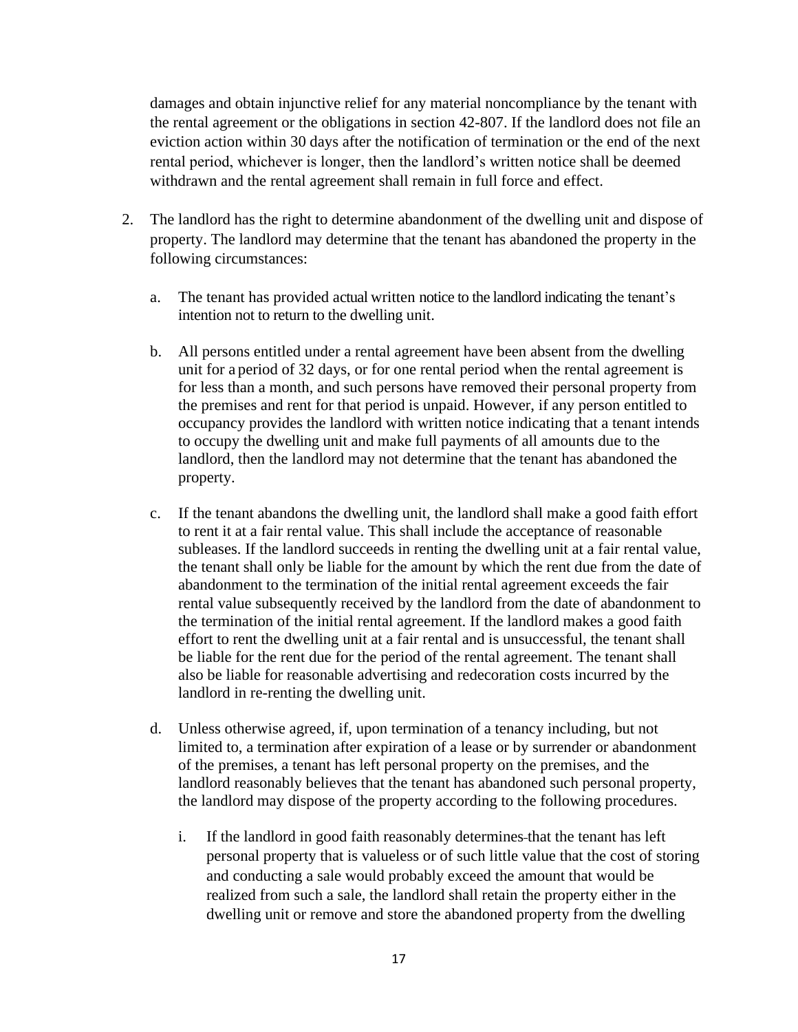damages and obtain injunctive relief for any material noncompliance by the tenant with the rental agreement or the obligations in section 42-807. If the landlord does not file an eviction action within 30 days after the notification of termination or the end of the next rental period, whichever is longer, then the landlord's written notice shall be deemed withdrawn and the rental agreement shall remain in full force and effect.

2. The landlord has the right to determine abandonment of the dwelling unit and dispose of property. The landlord may determine that the tenant has abandoned the property in the following circumstances:

   a. The tenant has provided actual written notice to the landlord indicating the tenant's intention not to return to the dwelling unit.

   b. All persons entitled under a rental agreement have been absent from the dwelling unit for a period of 32 days, or for one rental period when the rental agreement is for less than a month, and such persons have removed their personal property from the premises and rent for that period is unpaid. However, if any person entitled to occupancy provides the landlord with written notice indicating that a tenant intends to occupy the dwelling unit and make full payments of all amounts due to the landlord, then the landlord may not determine that the tenant has abandoned the property.

   c. If the tenant abandons the dwelling unit, the landlord shall make a good faith effort to rent it at a fair rental value. This shall include the acceptance of reasonable subleases. If the landlord succeeds in renting the dwelling unit at a fair rental value, the tenant shall only be liable for the amount by which the rent due from the date of abandonment to the termination of the initial rental agreement exceeds the fair rental value subsequently received by the landlord from the date of abandonment to the termination of the initial rental agreement. If the landlord makes a good faith effort to rent the dwelling unit at a fair rental and is unsuccessful, the tenant shall be liable for the rent due for the period of the rental agreement. The tenant shall also be liable for reasonable advertising and redecoration costs incurred by the landlord in re-renting the dwelling unit.

   d. Unless otherwise agreed, if, upon termination of a tenancy including, but not limited to, a termination after expiration of a lease or by surrender or abandonment of the premises, a tenant has left personal property on the premises, and the landlord reasonably believes that the tenant has abandoned such personal property, the landlord may dispose of the property according to the following procedures.

      i. If the landlord in good faith reasonably determines that the tenant has left personal property that is valueless or of such little value that the cost of storing and conducting a sale would probably exceed the amount that would be realized from such a sale, the landlord shall retain the property either in the dwelling unit or remove and store the abandoned property from the dwelling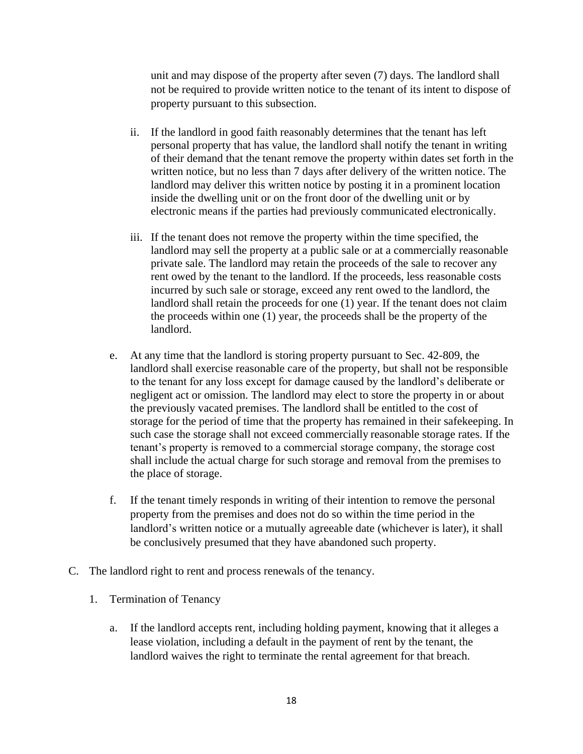unit and may dispose of the property after seven (7) days. The landlord shall not be required to provide written notice to the tenant of its intent to dispose of property pursuant to this subsection.

ii. If the landlord in good faith reasonably determines that the tenant has left personal property that has value, the landlord shall notify the tenant in writing of their demand that the tenant remove the property within dates set forth in the written notice, but no less than 7 days after delivery of the written notice. The landlord may deliver this written notice by posting it in a prominent location inside the dwelling unit or on the front door of the dwelling unit or by electronic means if the parties had previously communicated electronically.

iii. If the tenant does not remove the property within the time specified, the landlord may sell the property at a public sale or at a commercially reasonable private sale. The landlord may retain the proceeds of the sale to recover any rent owed by the tenant to the landlord. If the proceeds, less reasonable costs incurred by such sale or storage, exceed any rent owed to the landlord, the landlord shall retain the proceeds for one (1) year. If the tenant does not claim the proceeds within one (1) year, the proceeds shall be the property of the landlord.

e. At any time that the landlord is storing property pursuant to Sec. 42-809, the landlord shall exercise reasonable care of the property, but shall not be responsible to the tenant for any loss except for damage caused by the landlord's deliberate or negligent act or omission. The landlord may elect to store the property in or about the previously vacated premises. The landlord shall be entitled to the cost of storage for the period of time that the property has remained in their safekeeping. In such case the storage shall not exceed commercially reasonable storage rates. If the tenant's property is removed to a commercial storage company, the storage cost shall include the actual charge for such storage and removal from the premises to the place of storage.

f. If the tenant timely responds in writing of their intention to remove the personal property from the premises and does not do so within the time period in the landlord's written notice or a mutually agreeable date (whichever is later), it shall be conclusively presumed that they have abandoned such property.

C. The landlord right to rent and process renewals of the tenancy.

1. Termination of Tenancy

a. If the landlord accepts rent, including holding payment, knowing that it alleges a lease violation, including a default in the payment of rent by the tenant, the landlord waives the right to terminate the rental agreement for that breach.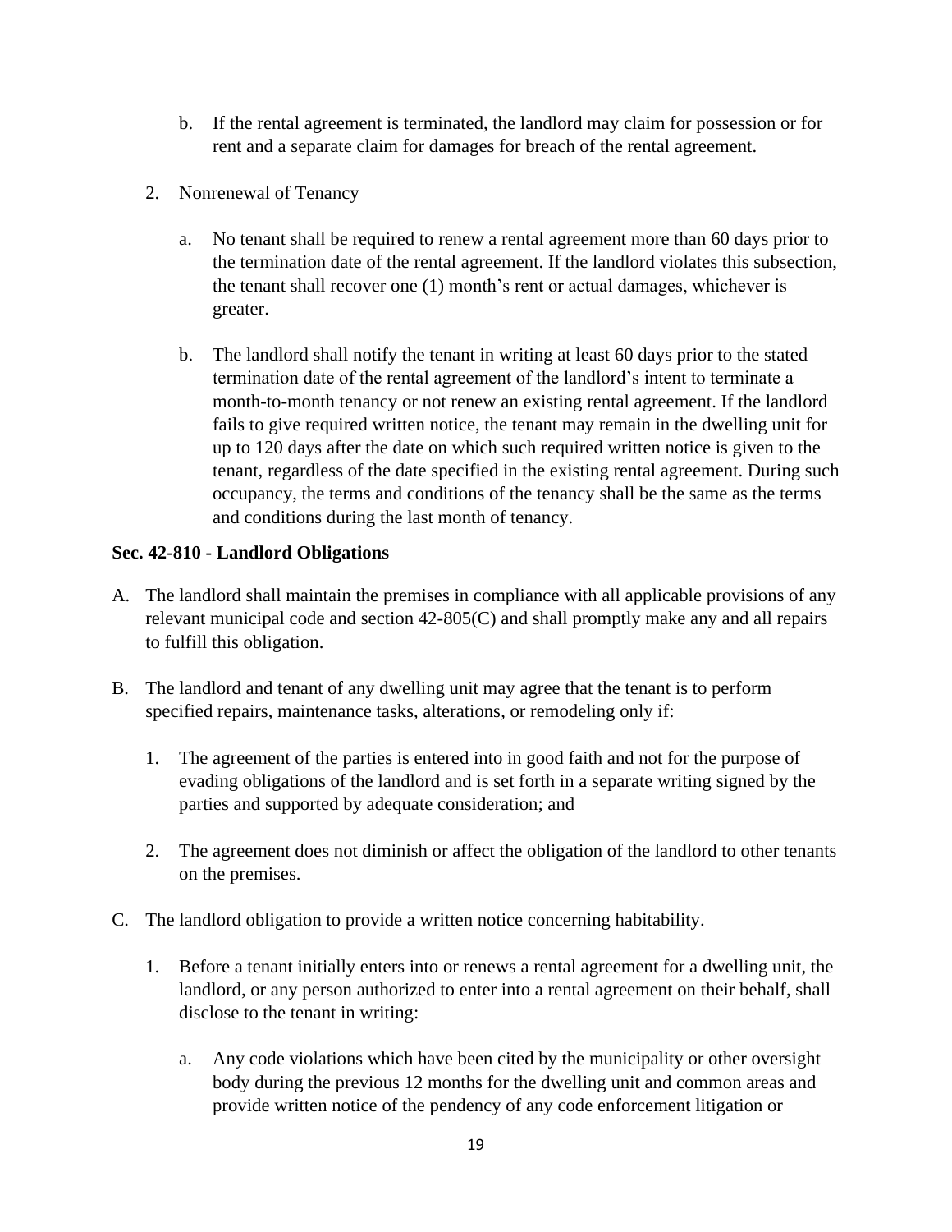b. If the rental agreement is terminated, the landlord may claim for possession or for rent and a separate claim for damages for breach of the rental agreement.

2. Nonrenewal of Tenancy

   a. No tenant shall be required to renew a rental agreement more than 60 days prior to the termination date of the rental agreement. If the landlord violates this subsection, the tenant shall recover one (1) month's rent or actual damages, whichever is greater.

   b. The landlord shall notify the tenant in writing at least 60 days prior to the stated termination date of the rental agreement of the landlord's intent to terminate a month-to-month tenancy or not renew an existing rental agreement. If the landlord fails to give required written notice, the tenant may remain in the dwelling unit for up to 120 days after the date on which such required written notice is given to the tenant, regardless of the date specified in the existing rental agreement. During such occupancy, the terms and conditions of the tenancy shall be the same as the terms and conditions during the last month of tenancy.

**Sec. 42-810 - Landlord Obligations**

A. The landlord shall maintain the premises in compliance with all applicable provisions of any relevant municipal code and section 42-805(C) and shall promptly make any and all repairs to fulfill this obligation.

B. The landlord and tenant of any dwelling unit may agree that the tenant is to perform specified repairs, maintenance tasks, alterations, or remodeling only if:

   1. The agreement of the parties is entered into in good faith and not for the purpose of evading obligations of the landlord and is set forth in a separate writing signed by the parties and supported by adequate consideration; and

   2. The agreement does not diminish or affect the obligation of the landlord to other tenants on the premises.

C. The landlord obligation to provide a written notice concerning habitability.

   1. Before a tenant initially enters into or renews a rental agreement for a dwelling unit, the landlord, or any person authorized to enter into a rental agreement on their behalf, shall disclose to the tenant in writing:

      a. Any code violations which have been cited by the municipality or other oversight body during the previous 12 months for the dwelling unit and common areas and provide written notice of the pendency of any code enforcement litigation or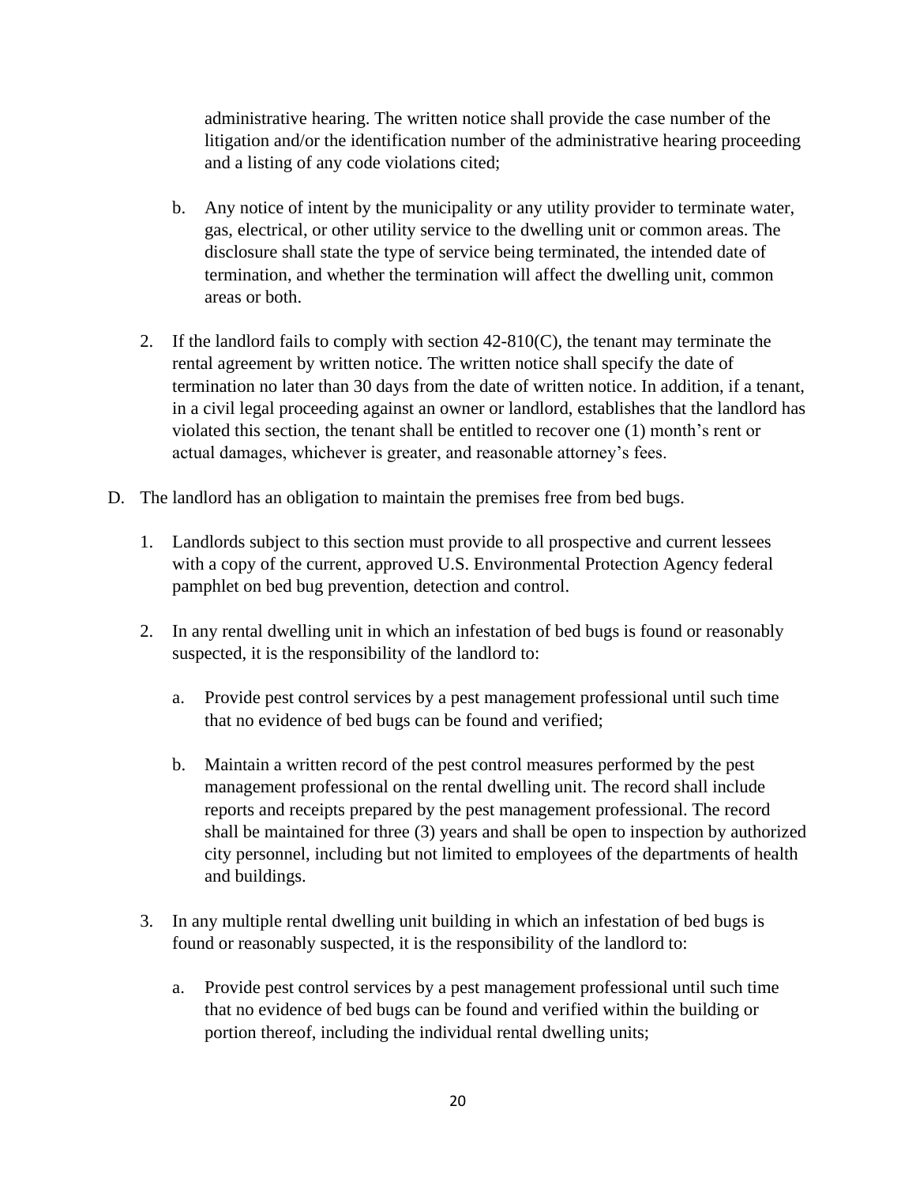administrative hearing. The written notice shall provide the case number of the litigation and/or the identification number of the administrative hearing proceeding and a listing of any code violations cited;

b. Any notice of intent by the municipality or any utility provider to terminate water, gas, electrical, or other utility service to the dwelling unit or common areas. The disclosure shall state the type of service being terminated, the intended date of termination, and whether the termination will affect the dwelling unit, common areas or both.

2. If the landlord fails to comply with section 42-810(C), the tenant may terminate the rental agreement by written notice. The written notice shall specify the date of termination no later than 30 days from the date of written notice. In addition, if a tenant, in a civil legal proceeding against an owner or landlord, establishes that the landlord has violated this section, the tenant shall be entitled to recover one (1) month's rent or actual damages, whichever is greater, and reasonable attorney's fees.

D. The landlord has an obligation to maintain the premises free from bed bugs.

1. Landlords subject to this section must provide to all prospective and current lessees with a copy of the current, approved U.S. Environmental Protection Agency federal pamphlet on bed bug prevention, detection and control.

2. In any rental dwelling unit in which an infestation of bed bugs is found or reasonably suspected, it is the responsibility of the landlord to:

   a. Provide pest control services by a pest management professional until such time that no evidence of bed bugs can be found and verified;

   b. Maintain a written record of the pest control measures performed by the pest management professional on the rental dwelling unit. The record shall include reports and receipts prepared by the pest management professional. The record shall be maintained for three (3) years and shall be open to inspection by authorized city personnel, including but not limited to employees of the departments of health and buildings.

3. In any multiple rental dwelling unit building in which an infestation of bed bugs is found or reasonably suspected, it is the responsibility of the landlord to:

   a. Provide pest control services by a pest management professional until such time that no evidence of bed bugs can be found and verified within the building or portion thereof, including the individual rental dwelling units;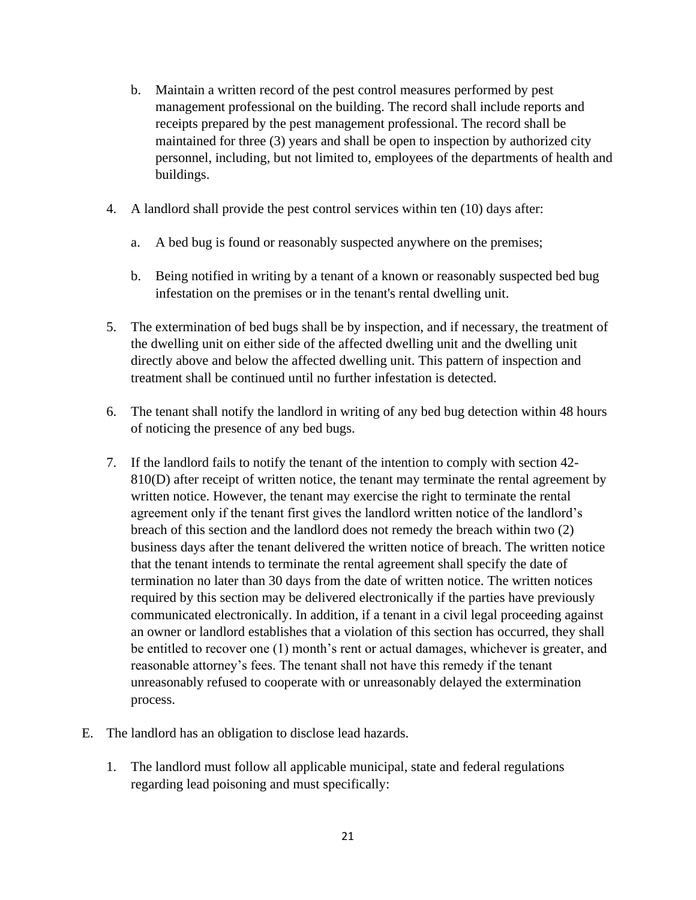b. Maintain a written record of the pest control measures performed by pest management professional on the building. The record shall include reports and receipts prepared by the pest management professional. The record shall be maintained for three (3) years and shall be open to inspection by authorized city personnel, including, but not limited to, employees of the departments of health and buildings.

4. A landlord shall provide the pest control services within ten (10) days after:

   a. A bed bug is found or reasonably suspected anywhere on the premises;

   b. Being notified in writing by a tenant of a known or reasonably suspected bed bug infestation on the premises or in the tenant's rental dwelling unit.

5. The extermination of bed bugs shall be by inspection, and if necessary, the treatment of the dwelling unit on either side of the affected dwelling unit and the dwelling unit directly above and below the affected dwelling unit. This pattern of inspection and treatment shall be continued until no further infestation is detected.

6. The tenant shall notify the landlord in writing of any bed bug detection within 48 hours of noticing the presence of any bed bugs.

7. If the landlord fails to notify the tenant of the intention to comply with section 42-810(D) after receipt of written notice, the tenant may terminate the rental agreement by written notice. However, the tenant may exercise the right to terminate the rental agreement only if the tenant first gives the landlord written notice of the landlord's breach of this section and the landlord does not remedy the breach within two (2) business days after the tenant delivered the written notice of breach. The written notice that the tenant intends to terminate the rental agreement shall specify the date of termination no later than 30 days from the date of written notice. The written notices required by this section may be delivered electronically if the parties have previously communicated electronically. In addition, if a tenant in a civil legal proceeding against an owner or landlord establishes that a violation of this section has occurred, they shall be entitled to recover one (1) month's rent or actual damages, whichever is greater, and reasonable attorney's fees. The tenant shall not have this remedy if the tenant unreasonably refused to cooperate with or unreasonably delayed the extermination process.

E. The landlord has an obligation to disclose lead hazards.

   1. The landlord must follow all applicable municipal, state and federal regulations regarding lead poisoning and must specifically: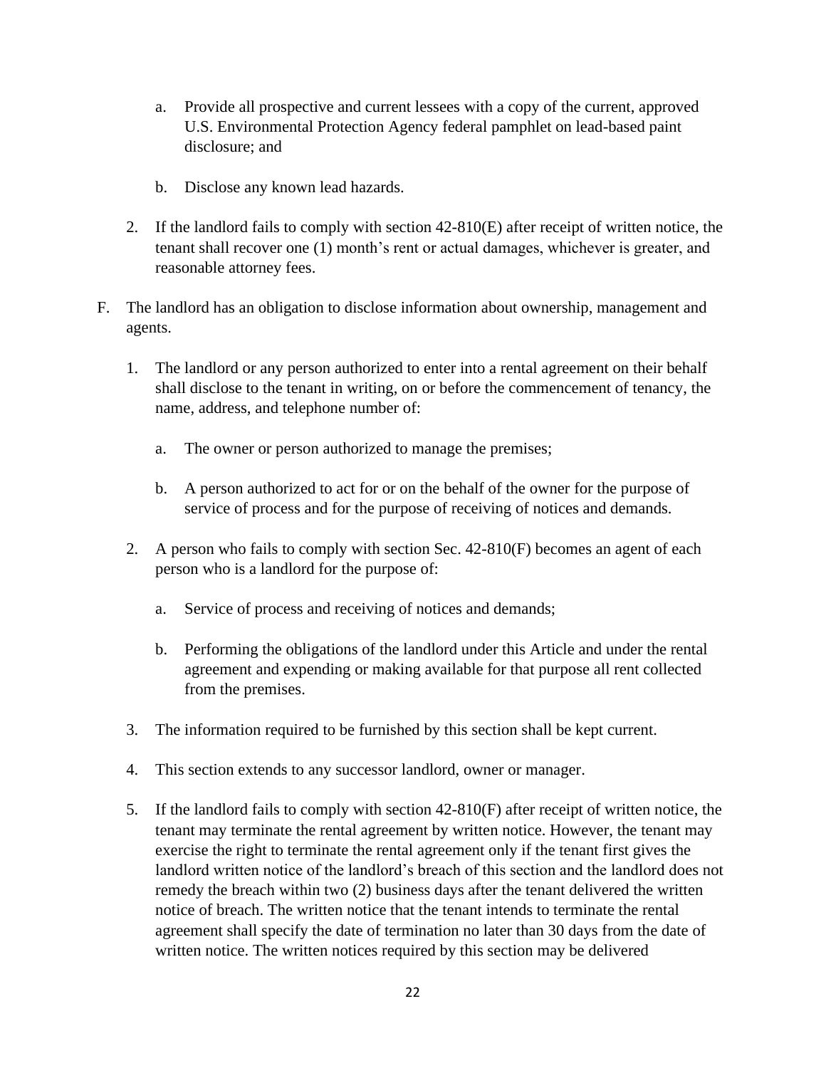a. Provide all prospective and current lessees with a copy of the current, approved U.S. Environmental Protection Agency federal pamphlet on lead-based paint disclosure; and

b. Disclose any known lead hazards.

2. If the landlord fails to comply with section 42-810(E) after receipt of written notice, the tenant shall recover one (1) month's rent or actual damages, whichever is greater, and reasonable attorney fees.

F. The landlord has an obligation to disclose information about ownership, management and agents.

1. The landlord or any person authorized to enter into a rental agreement on their behalf shall disclose to the tenant in writing, on or before the commencement of tenancy, the name, address, and telephone number of:

   a. The owner or person authorized to manage the premises;

   b. A person authorized to act for or on the behalf of the owner for the purpose of service of process and for the purpose of receiving of notices and demands.

2. A person who fails to comply with section Sec. 42-810(F) becomes an agent of each person who is a landlord for the purpose of:

   a. Service of process and receiving of notices and demands;

   b. Performing the obligations of the landlord under this Article and under the rental agreement and expending or making available for that purpose all rent collected from the premises.

3. The information required to be furnished by this section shall be kept current.

4. This section extends to any successor landlord, owner or manager.

5. If the landlord fails to comply with section 42-810(F) after receipt of written notice, the tenant may terminate the rental agreement by written notice. However, the tenant may exercise the right to terminate the rental agreement only if the tenant first gives the landlord written notice of the landlord's breach of this section and the landlord does not remedy the breach within two (2) business days after the tenant delivered the written notice of breach. The written notice that the tenant intends to terminate the rental agreement shall specify the date of termination no later than 30 days from the date of written notice. The written notices required by this section may be delivered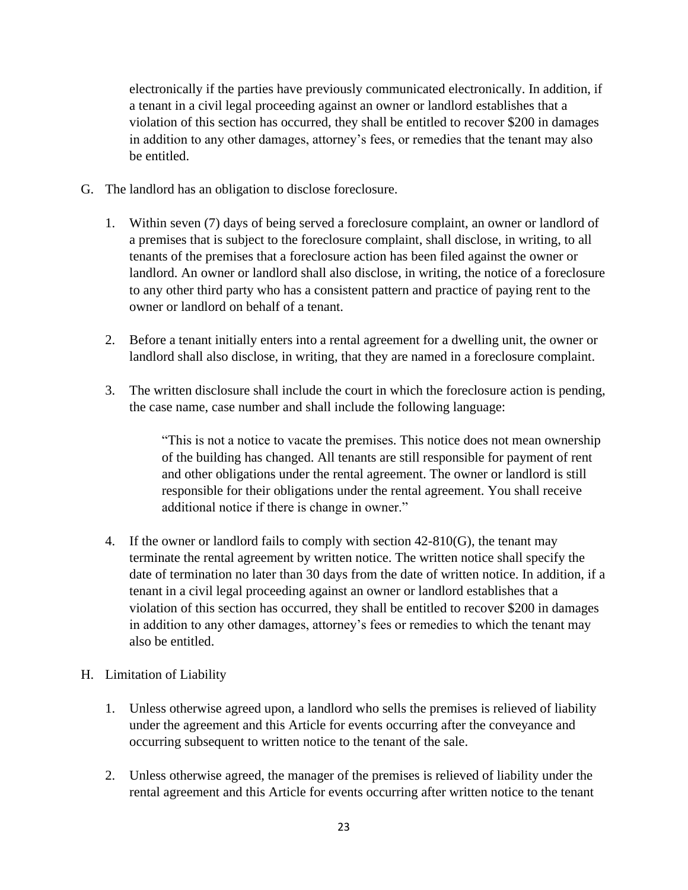electronically if the parties have previously communicated electronically. In addition, if a tenant in a civil legal proceeding against an owner or landlord establishes that a violation of this section has occurred, they shall be entitled to recover $200 in damages in addition to any other damages, attorney's fees, or remedies that the tenant may also be entitled.

G. The landlord has an obligation to disclose foreclosure.

   1. Within seven (7) days of being served a foreclosure complaint, an owner or landlord of a premises that is subject to the foreclosure complaint, shall disclose, in writing, to all tenants of the premises that a foreclosure action has been filed against the owner or landlord. An owner or landlord shall also disclose, in writing, the notice of a foreclosure to any other third party who has a consistent pattern and practice of paying rent to the owner or landlord on behalf of a tenant.

   2. Before a tenant initially enters into a rental agreement for a dwelling unit, the owner or landlord shall also disclose, in writing, that they are named in a foreclosure complaint.

   3. The written disclosure shall include the court in which the foreclosure action is pending, the case name, case number and shall include the following language:

      > "This is not a notice to vacate the premises. This notice does not mean ownership of the building has changed. All tenants are still responsible for payment of rent and other obligations under the rental agreement. The owner or landlord is still responsible for their obligations under the rental agreement. You shall receive additional notice if there is change in owner."

   4. If the owner or landlord fails to comply with section 42-810(G), the tenant may terminate the rental agreement by written notice. The written notice shall specify the date of termination no later than 30 days from the date of written notice. In addition, if a tenant in a civil legal proceeding against an owner or landlord establishes that a violation of this section has occurred, they shall be entitled to recover $200 in damages in addition to any other damages, attorney's fees or remedies to which the tenant may also be entitled.

H. Limitation of Liability

   1. Unless otherwise agreed upon, a landlord who sells the premises is relieved of liability under the agreement and this Article for events occurring after the conveyance and occurring subsequent to written notice to the tenant of the sale.

   2. Unless otherwise agreed, the manager of the premises is relieved of liability under the rental agreement and this Article for events occurring after written notice to the tenant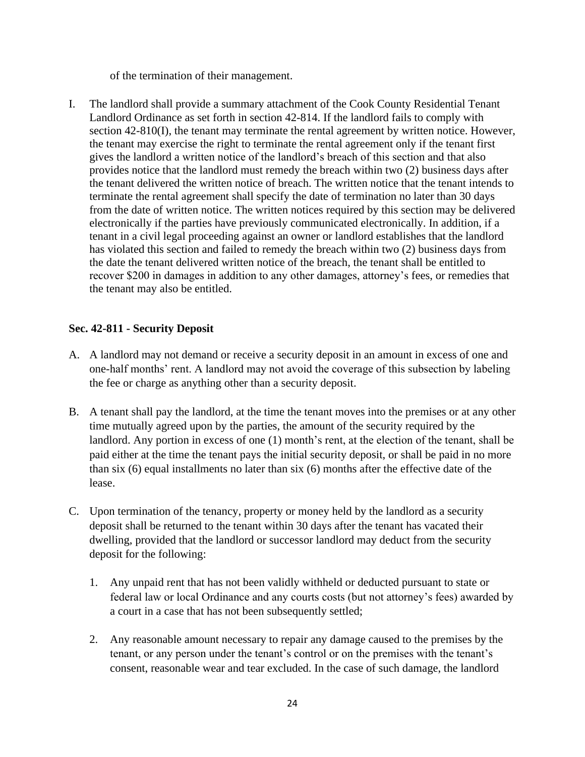of the termination of their management.

I. The landlord shall provide a summary attachment of the Cook County Residential Tenant Landlord Ordinance as set forth in section 42-814. If the landlord fails to comply with section 42-810(I), the tenant may terminate the rental agreement by written notice. However, the tenant may exercise the right to terminate the rental agreement only if the tenant first gives the landlord a written notice of the landlord's breach of this section and that also provides notice that the landlord must remedy the breach within two (2) business days after the tenant delivered the written notice of breach. The written notice that the tenant intends to terminate the rental agreement shall specify the date of termination no later than 30 days from the date of written notice. The written notices required by this section may be delivered electronically if the parties have previously communicated electronically. In addition, if a tenant in a civil legal proceeding against an owner or landlord establishes that the landlord has violated this section and failed to remedy the breach within two (2) business days from the date the tenant delivered written notice of the breach, the tenant shall be entitled to recover $200 in damages in addition to any other damages, attorney's fees, or remedies that the tenant may also be entitled.

**Sec. 42-811 - Security Deposit**

A. A landlord may not demand or receive a security deposit in an amount in excess of one and one-half months' rent. A landlord may not avoid the coverage of this subsection by labeling the fee or charge as anything other than a security deposit.

B. A tenant shall pay the landlord, at the time the tenant moves into the premises or at any other time mutually agreed upon by the parties, the amount of the security required by the landlord. Any portion in excess of one (1) month's rent, at the election of the tenant, shall be paid either at the time the tenant pays the initial security deposit, or shall be paid in no more than six (6) equal installments no later than six (6) months after the effective date of the lease.

C. Upon termination of the tenancy, property or money held by the landlord as a security deposit shall be returned to the tenant within 30 days after the tenant has vacated their dwelling, provided that the landlord or successor landlord may deduct from the security deposit for the following:

   1. Any unpaid rent that has not been validly withheld or deducted pursuant to state or federal law or local Ordinance and any courts costs (but not attorney's fees) awarded by a court in a case that has not been subsequently settled;

   2. Any reasonable amount necessary to repair any damage caused to the premises by the tenant, or any person under the tenant's control or on the premises with the tenant's consent, reasonable wear and tear excluded. In the case of such damage, the landlord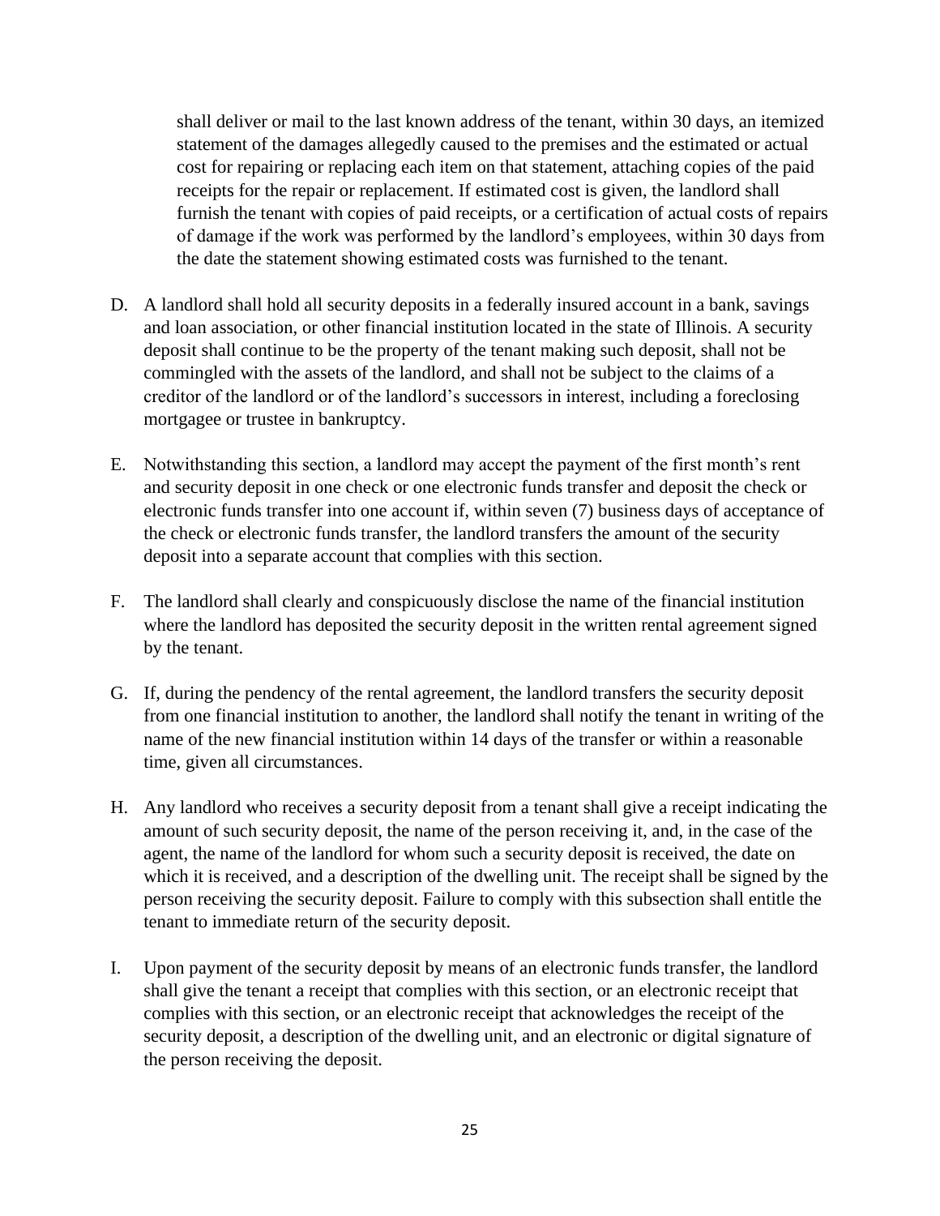shall deliver or mail to the last known address of the tenant, within 30 days, an itemized statement of the damages allegedly caused to the premises and the estimated or actual cost for repairing or replacing each item on that statement, attaching copies of the paid receipts for the repair or replacement. If estimated cost is given, the landlord shall furnish the tenant with copies of paid receipts, or a certification of actual costs of repairs of damage if the work was performed by the landlord's employees, within 30 days from the date the statement showing estimated costs was furnished to the tenant.

D. A landlord shall hold all security deposits in a federally insured account in a bank, savings and loan association, or other financial institution located in the state of Illinois. A security deposit shall continue to be the property of the tenant making such deposit, shall not be commingled with the assets of the landlord, and shall not be subject to the claims of a creditor of the landlord or of the landlord's successors in interest, including a foreclosing mortgagee or trustee in bankruptcy.

E. Notwithstanding this section, a landlord may accept the payment of the first month's rent and security deposit in one check or one electronic funds transfer and deposit the check or electronic funds transfer into one account if, within seven (7) business days of acceptance of the check or electronic funds transfer, the landlord transfers the amount of the security deposit into a separate account that complies with this section.

F. The landlord shall clearly and conspicuously disclose the name of the financial institution where the landlord has deposited the security deposit in the written rental agreement signed by the tenant.

G. If, during the pendency of the rental agreement, the landlord transfers the security deposit from one financial institution to another, the landlord shall notify the tenant in writing of the name of the new financial institution within 14 days of the transfer or within a reasonable time, given all circumstances.

H. Any landlord who receives a security deposit from a tenant shall give a receipt indicating the amount of such security deposit, the name of the person receiving it, and, in the case of the agent, the name of the landlord for whom such a security deposit is received, the date on which it is received, and a description of the dwelling unit. The receipt shall be signed by the person receiving the security deposit. Failure to comply with this subsection shall entitle the tenant to immediate return of the security deposit.

I. Upon payment of the security deposit by means of an electronic funds transfer, the landlord shall give the tenant a receipt that complies with this section, or an electronic receipt that complies with this section, or an electronic receipt that acknowledges the receipt of the security deposit, a description of the dwelling unit, and an electronic or digital signature of the person receiving the deposit.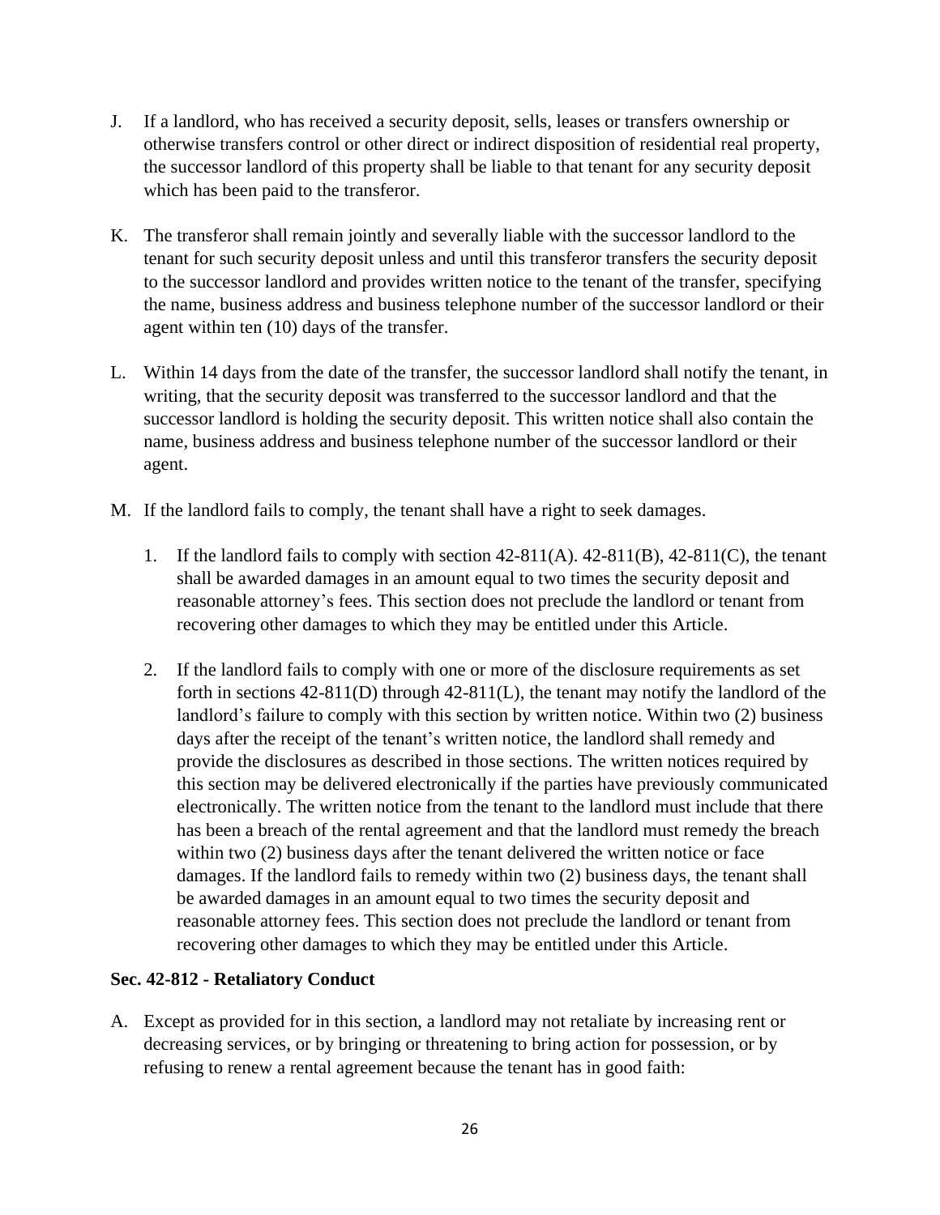J. If a landlord, who has received a security deposit, sells, leases or transfers ownership or otherwise transfers control or other direct or indirect disposition of residential real property, the successor landlord of this property shall be liable to that tenant for any security deposit which has been paid to the transferor.

K. The transferor shall remain jointly and severally liable with the successor landlord to the tenant for such security deposit unless and until this transferor transfers the security deposit to the successor landlord and provides written notice to the tenant of the transfer, specifying the name, business address and business telephone number of the successor landlord or their agent within ten (10) days of the transfer.

L. Within 14 days from the date of the transfer, the successor landlord shall notify the tenant, in writing, that the security deposit was transferred to the successor landlord and that the successor landlord is holding the security deposit. This written notice shall also contain the name, business address and business telephone number of the successor landlord or their agent.

M. If the landlord fails to comply, the tenant shall have a right to seek damages.

1. If the landlord fails to comply with section 42-811(A). 42-811(B), 42-811(C), the tenant shall be awarded damages in an amount equal to two times the security deposit and reasonable attorney's fees. This section does not preclude the landlord or tenant from recovering other damages to which they may be entitled under this Article.

2. If the landlord fails to comply with one or more of the disclosure requirements as set forth in sections 42-811(D) through 42-811(L), the tenant may notify the landlord of the landlord's failure to comply with this section by written notice. Within two (2) business days after the receipt of the tenant's written notice, the landlord shall remedy and provide the disclosures as described in those sections. The written notices required by this section may be delivered electronically if the parties have previously communicated electronically. The written notice from the tenant to the landlord must include that there has been a breach of the rental agreement and that the landlord must remedy the breach within two (2) business days after the tenant delivered the written notice or face damages. If the landlord fails to remedy within two (2) business days, the tenant shall be awarded damages in an amount equal to two times the security deposit and reasonable attorney fees. This section does not preclude the landlord or tenant from recovering other damages to which they may be entitled under this Article.

**Sec. 42-812 - Retaliatory Conduct**

A. Except as provided for in this section, a landlord may not retaliate by increasing rent or decreasing services, or by bringing or threatening to bring action for possession, or by refusing to renew a rental agreement because the tenant has in good faith: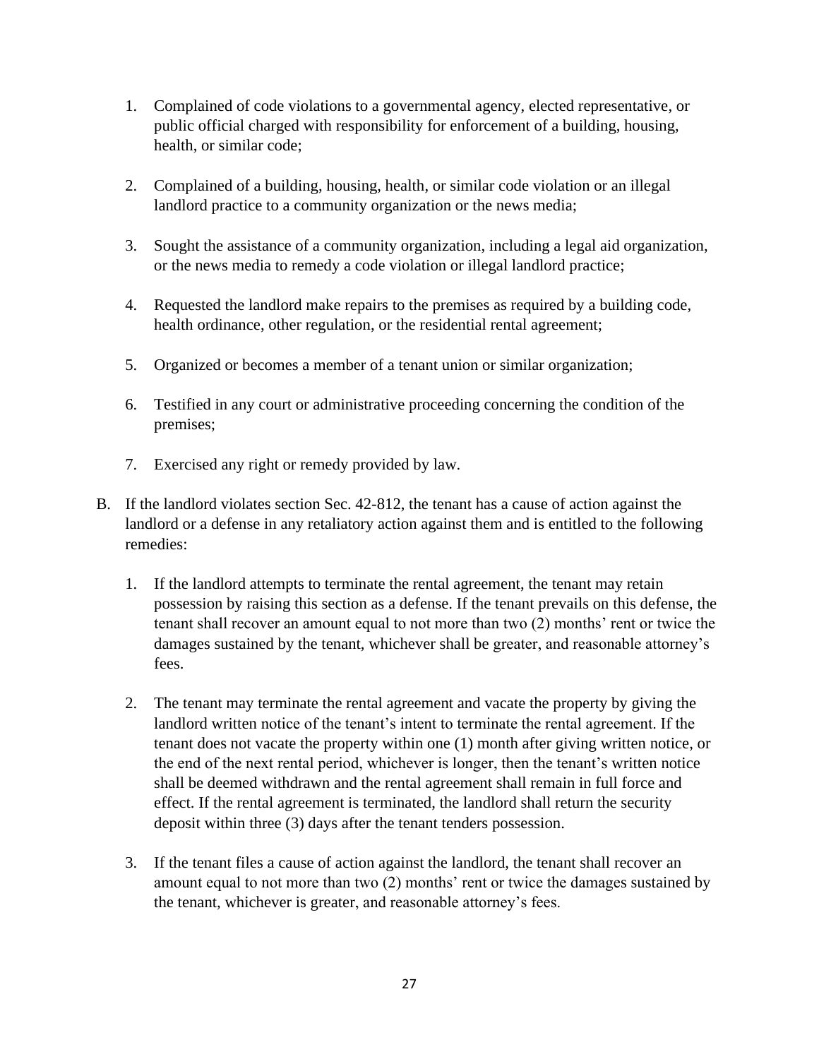1. Complained of code violations to a governmental agency, elected representative, or public official charged with responsibility for enforcement of a building, housing, health, or similar code;

2. Complained of a building, housing, health, or similar code violation or an illegal landlord practice to a community organization or the news media;

3. Sought the assistance of a community organization, including a legal aid organization, or the news media to remedy a code violation or illegal landlord practice;

4. Requested the landlord make repairs to the premises as required by a building code, health ordinance, other regulation, or the residential rental agreement;

5. Organized or becomes a member of a tenant union or similar organization;

6. Testified in any court or administrative proceeding concerning the condition of the premises;

7. Exercised any right or remedy provided by law.

B. If the landlord violates section Sec. 42-812, the tenant has a cause of action against the landlord or a defense in any retaliatory action against them and is entitled to the following remedies:

   1. If the landlord attempts to terminate the rental agreement, the tenant may retain possession by raising this section as a defense. If the tenant prevails on this defense, the tenant shall recover an amount equal to not more than two (2) months' rent or twice the damages sustained by the tenant, whichever shall be greater, and reasonable attorney's fees.

   2. The tenant may terminate the rental agreement and vacate the property by giving the landlord written notice of the tenant's intent to terminate the rental agreement. If the tenant does not vacate the property within one (1) month after giving written notice, or the end of the next rental period, whichever is longer, then the tenant's written notice shall be deemed withdrawn and the rental agreement shall remain in full force and effect. If the rental agreement is terminated, the landlord shall return the security deposit within three (3) days after the tenant tenders possession.

   3. If the tenant files a cause of action against the landlord, the tenant shall recover an amount equal to not more than two (2) months' rent or twice the damages sustained by the tenant, whichever is greater, and reasonable attorney's fees.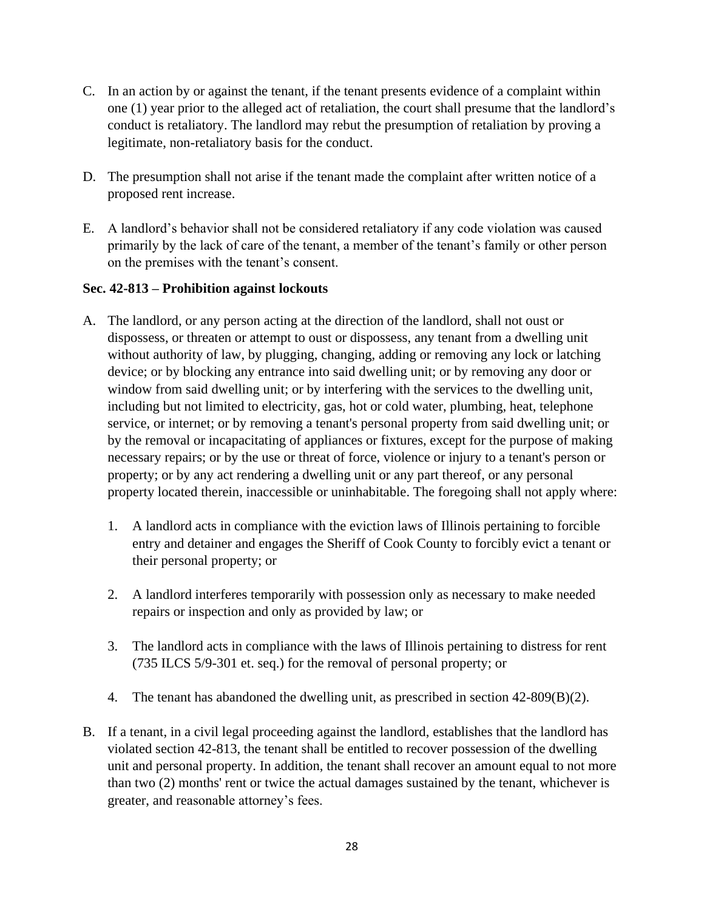C. In an action by or against the tenant, if the tenant presents evidence of a complaint within one (1) year prior to the alleged act of retaliation, the court shall presume that the landlord's conduct is retaliatory. The landlord may rebut the presumption of retaliation by proving a legitimate, non-retaliatory basis for the conduct.

D. The presumption shall not arise if the tenant made the complaint after written notice of a proposed rent increase.

E. A landlord's behavior shall not be considered retaliatory if any code violation was caused primarily by the lack of care of the tenant, a member of the tenant's family or other person on the premises with the tenant's consent.

**Sec. 42-813 – Prohibition against lockouts**

A. The landlord, or any person acting at the direction of the landlord, shall not oust or dispossess, or threaten or attempt to oust or dispossess, any tenant from a dwelling unit without authority of law, by plugging, changing, adding or removing any lock or latching device; or by blocking any entrance into said dwelling unit; or by removing any door or window from said dwelling unit; or by interfering with the services to the dwelling unit, including but not limited to electricity, gas, hot or cold water, plumbing, heat, telephone service, or internet; or by removing a tenant's personal property from said dwelling unit; or by the removal or incapacitating of appliances or fixtures, except for the purpose of making necessary repairs; or by the use or threat of force, violence or injury to a tenant's person or property; or by any act rendering a dwelling unit or any part thereof, or any personal property located therein, inaccessible or uninhabitable. The foregoing shall not apply where:

   1. A landlord acts in compliance with the eviction laws of Illinois pertaining to forcible entry and detainer and engages the Sheriff of Cook County to forcibly evict a tenant or their personal property; or

   2. A landlord interferes temporarily with possession only as necessary to make needed repairs or inspection and only as provided by law; or

   3. The landlord acts in compliance with the laws of Illinois pertaining to distress for rent (735 ILCS 5/9-301 et. seq.) for the removal of personal property; or

   4. The tenant has abandoned the dwelling unit, as prescribed in section 42-809(B)(2).

B. If a tenant, in a civil legal proceeding against the landlord, establishes that the landlord has violated section 42-813, the tenant shall be entitled to recover possession of the dwelling unit and personal property. In addition, the tenant shall recover an amount equal to not more than two (2) months' rent or twice the actual damages sustained by the tenant, whichever is greater, and reasonable attorney's fees.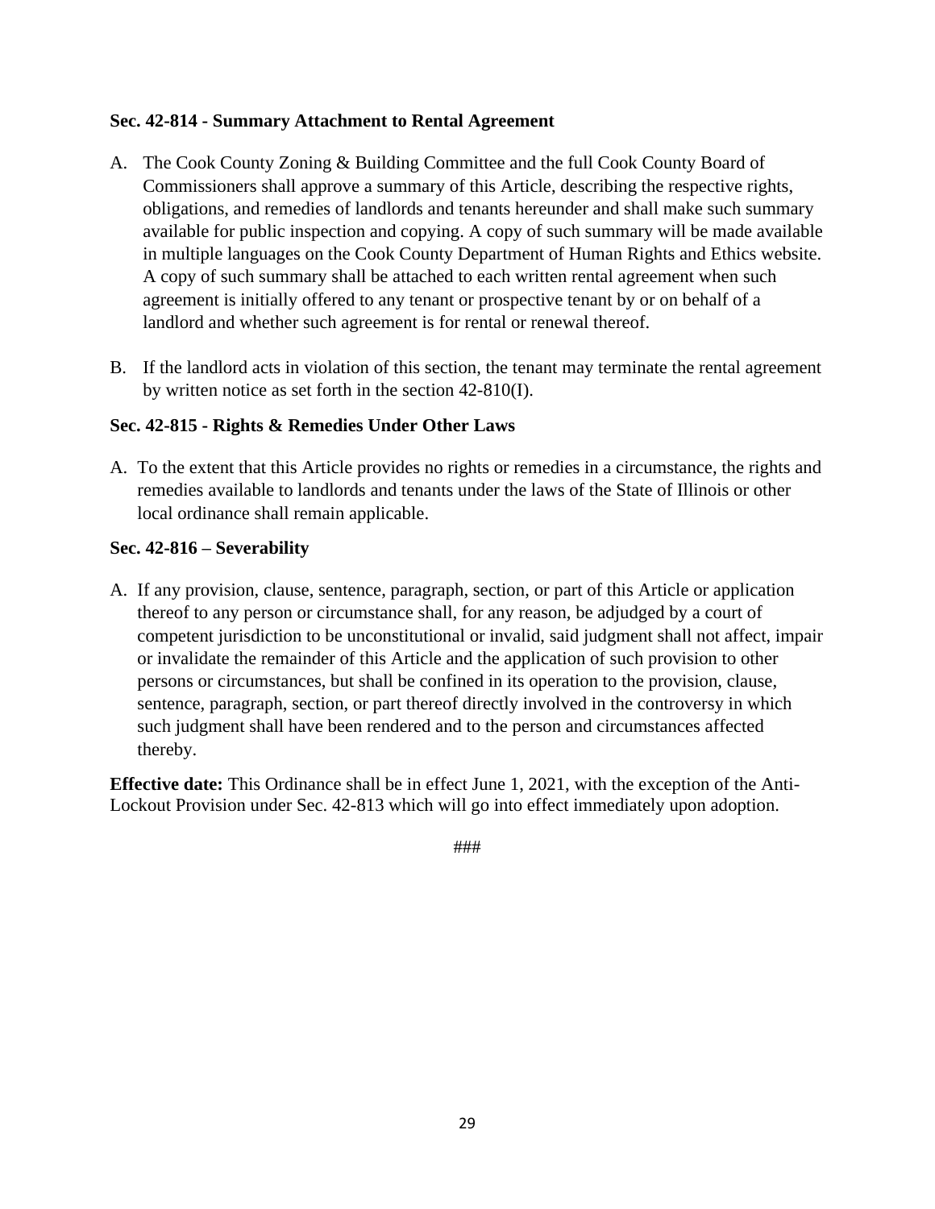**Sec. 42-814 - Summary Attachment to Rental Agreement**

A. The Cook County Zoning & Building Committee and the full Cook County Board of Commissioners shall approve a summary of this Article, describing the respective rights, obligations, and remedies of landlords and tenants hereunder and shall make such summary available for public inspection and copying. A copy of such summary will be made available in multiple languages on the Cook County Department of Human Rights and Ethics website. A copy of such summary shall be attached to each written rental agreement when such agreement is initially offered to any tenant or prospective tenant by or on behalf of a landlord and whether such agreement is for rental or renewal thereof.

B. If the landlord acts in violation of this section, the tenant may terminate the rental agreement by written notice as set forth in the section 42-810(I).

**Sec. 42-815 - Rights & Remedies Under Other Laws**

A. To the extent that this Article provides no rights or remedies in a circumstance, the rights and remedies available to landlords and tenants under the laws of the State of Illinois or other local ordinance shall remain applicable.

**Sec. 42-816 – Severability**

A. If any provision, clause, sentence, paragraph, section, or part of this Article or application thereof to any person or circumstance shall, for any reason, be adjudged by a court of competent jurisdiction to be unconstitutional or invalid, said judgment shall not affect, impair or invalidate the remainder of this Article and the application of such provision to other persons or circumstances, but shall be confined in its operation to the provision, clause, sentence, paragraph, section, or part thereof directly involved in the controversy in which such judgment shall have been rendered and to the person and circumstances affected thereby.

**Effective date:** This Ordinance shall be in effect June 1, 2021, with the exception of the Anti-Lockout Provision under Sec. 42-813 which will go into effect immediately upon adoption.

###